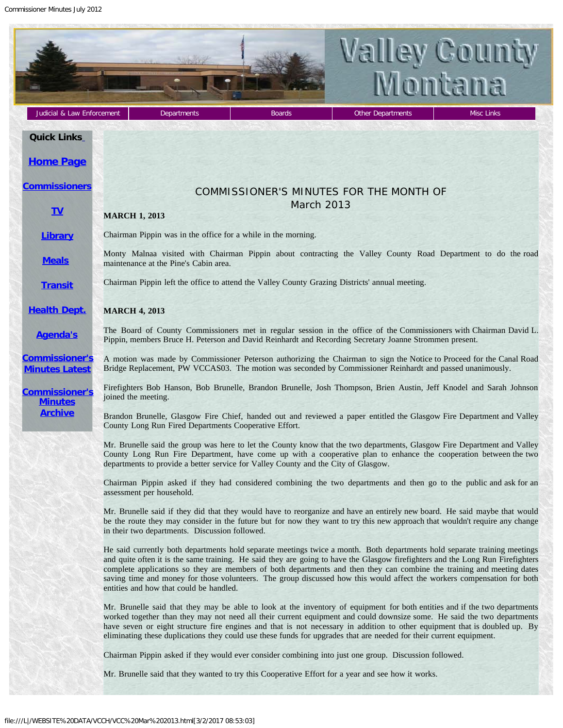# COMMISSIONER'S MINUTES FOR THE MONTH OF March 2013

**MARCH 1, 2013**

Chairman Pippin was in the office for a while in the morning.

Monty Malnaa visited with Chairman Pippin about contracting the Valley County Road Department to do the road maintenance at the Pine's Cabin area.

Chairman Pippin left the office to attend the Valley County Grazing Districts' annual meeting.

**MARCH 4, 2013**

The Board of County Commissioners met in regular session in the office of the Commissioners with Chairman David L. Pippin, members Bruce H. Peterson and David Reinhardt and Recording Secretary Joanne Strommen present.

A motion was made by Commissioner Peterson authorizing the Chairman to sign the Notice to Proceed for the Canal Road Bridge Replacement, PW VCCAS03. The motion was seconded by Commissioner Reinhardt and passed unanimously.

Firefighters Bob Hanson, Bob Brunelle, Brandon Brunelle, Josh Thompson, Brien Austin, Jeff Knodel and Sarah Johnson joined the meeting.

Brandon Brunelle, Glasgow Fire Chief, handed out and reviewed a paper entitled the Glasgow Fire Department and Valley County Long Run Fired Departments Cooperative Effort.

Mr. Brunelle said the group was here to let the County know that the two departments, Glasgow Fire Department and Valley County Long Run Fire Department, have come up with a cooperative plan to enhance the cooperation between the two departments to provide a better service for Valley County and the City of Glasgow.

Chairman Pippin asked if they had considered combining the two departments and then go to the public and ask for an assessment per household.

Mr. Brunelle said if they did that they would have to reorganize and have an entirely new board. He said maybe that would be the route they may consider in the future but for now they want to try this new approach that wouldn't require any change in their two departments. Discussion followed.

He said currently both departments hold separate meetings twice a month. Both departments hold separate training meetings and quite often it is the same training. He said they are going to have the Glasgow firefighters and the Long Run Firefighters complete applications so they are members of both departments and then they can combine the training and meeting dates saving time and money for those volunteers. The group discussed how this would affect the workers compensation for both entities and how that could be handled.

Mr. Brunelle said that they may be able to look at the inventory of equipment for both entities and if the two departments worked together than they may not need all their current equipment and could downsize some. He said the two departments have seven or eight structure fire engines and that is not necessary in addition to other equipment that is doubled up. By eliminating these duplications they could use these funds for upgrades that are needed for their current equipment.

Chairman Pippin asked if they would ever consider combining into just one group. Discussion followed.

Mr. Brunelle said that they wanted to try this Cooperative Effort for a year and see how it works.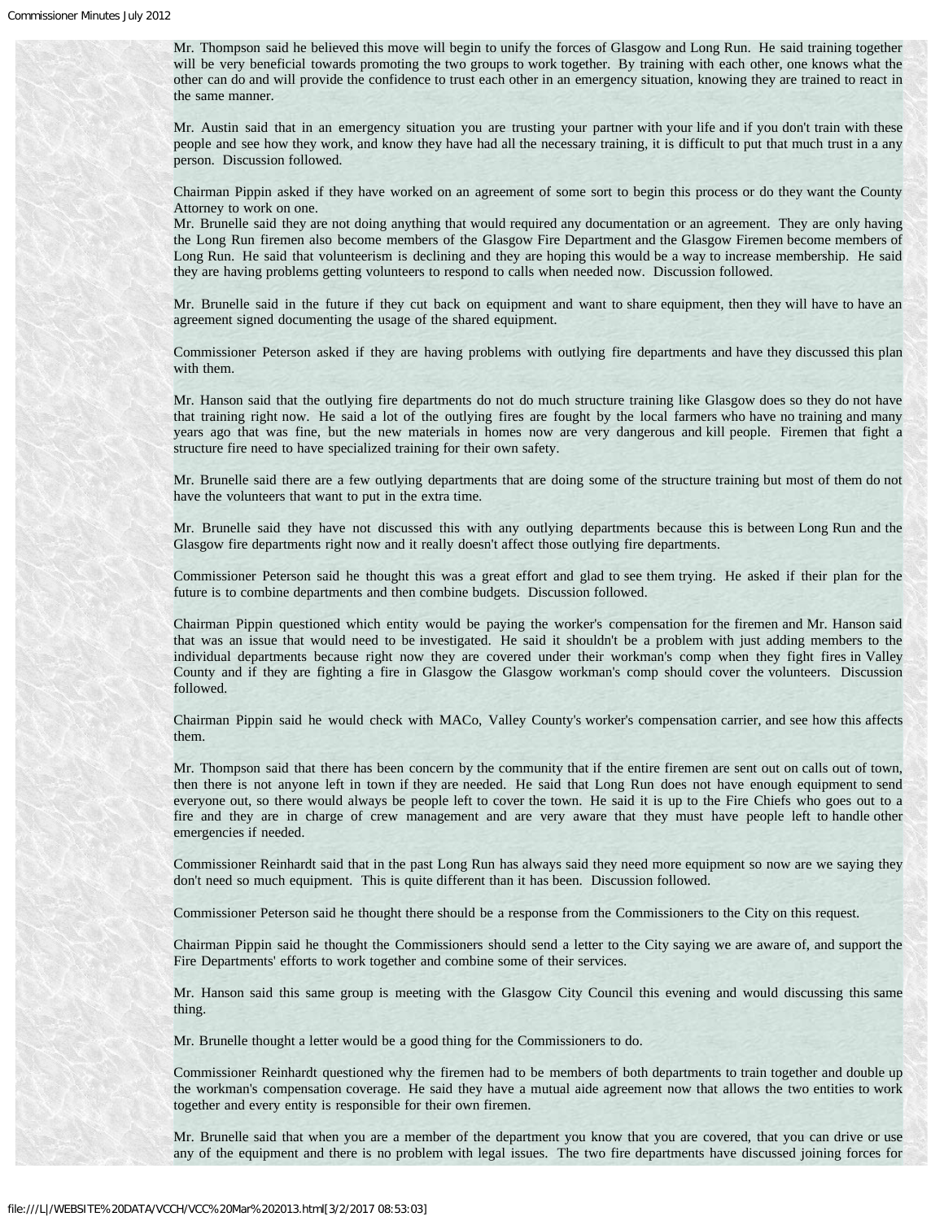Mr. Thompson said he believed this move will begin to unify the forces of Glasgow and Long Run. He said training together will be very beneficial towards promoting the two groups to work together. By training with each other, one knows what the other can do and will provide the confidence to trust each other in an emergency situation, knowing they are trained to react in the same manner.

Mr. Austin said that in an emergency situation you are trusting your partner with your life and if you don't train with these people and see how they work, and know they have had all the necessary training, it is difficult to put that much trust in a any person. Discussion followed.

Chairman Pippin asked if they have worked on an agreement of some sort to begin this process or do they want the County Attorney to work on one.

Mr. Brunelle said they are not doing anything that would required any documentation or an agreement. They are only having the Long Run firemen also become members of the Glasgow Fire Department and the Glasgow Firemen become members of Long Run. He said that volunteerism is declining and they are hoping this would be a way to increase membership. He said they are having problems getting volunteers to respond to calls when needed now. Discussion followed.

Mr. Brunelle said in the future if they cut back on equipment and want to share equipment, then they will have to have an agreement signed documenting the usage of the shared equipment.

Commissioner Peterson asked if they are having problems with outlying fire departments and have they discussed this plan with them.

Mr. Hanson said that the outlying fire departments do not do much structure training like Glasgow does so they do not have that training right now. He said a lot of the outlying fires are fought by the local farmers who have no training and many years ago that was fine, but the new materials in homes now are very dangerous and kill people. Firemen that fight a structure fire need to have specialized training for their own safety.

Mr. Brunelle said there are a few outlying departments that are doing some of the structure training but most of them do not have the volunteers that want to put in the extra time.

Mr. Brunelle said they have not discussed this with any outlying departments because this is between Long Run and the Glasgow fire departments right now and it really doesn't affect those outlying fire departments.

Commissioner Peterson said he thought this was a great effort and glad to see them trying. He asked if their plan for the future is to combine departments and then combine budgets. Discussion followed.

Chairman Pippin questioned which entity would be paying the worker's compensation for the firemen and Mr. Hanson said that was an issue that would need to be investigated. He said it shouldn't be a problem with just adding members to the individual departments because right now they are covered under their workman's comp when they fight fires in Valley County and if they are fighting a fire in Glasgow the Glasgow workman's comp should cover the volunteers. Discussion followed.

Chairman Pippin said he would check with MACo, Valley County's worker's compensation carrier, and see how this affects them.

Mr. Thompson said that there has been concern by the community that if the entire firemen are sent out on calls out of town, then there is not anyone left in town if they are needed. He said that Long Run does not have enough equipment to send everyone out, so there would always be people left to cover the town. He said it is up to the Fire Chiefs who goes out to a fire and they are in charge of crew management and are very aware that they must have people left to handle other emergencies if needed.

Commissioner Reinhardt said that in the past Long Run has always said they need more equipment so now are we saying they don't need so much equipment. This is quite different than it has been. Discussion followed.

Commissioner Peterson said he thought there should be a response from the Commissioners to the City on this request.

Chairman Pippin said he thought the Commissioners should send a letter to the City saying we are aware of, and support the Fire Departments' efforts to work together and combine some of their services.

Mr. Hanson said this same group is meeting with the Glasgow City Council this evening and would discussing this same thing.

Mr. Brunelle thought a letter would be a good thing for the Commissioners to do.

Commissioner Reinhardt questioned why the firemen had to be members of both departments to train together and double up the workman's compensation coverage. He said they have a mutual aide agreement now that allows the two entities to work together and every entity is responsible for their own firemen.

Mr. Brunelle said that when you are a member of the department you know that you are covered, that you can drive or use any of the equipment and there is no problem with legal issues. The two fire departments have discussed joining forces for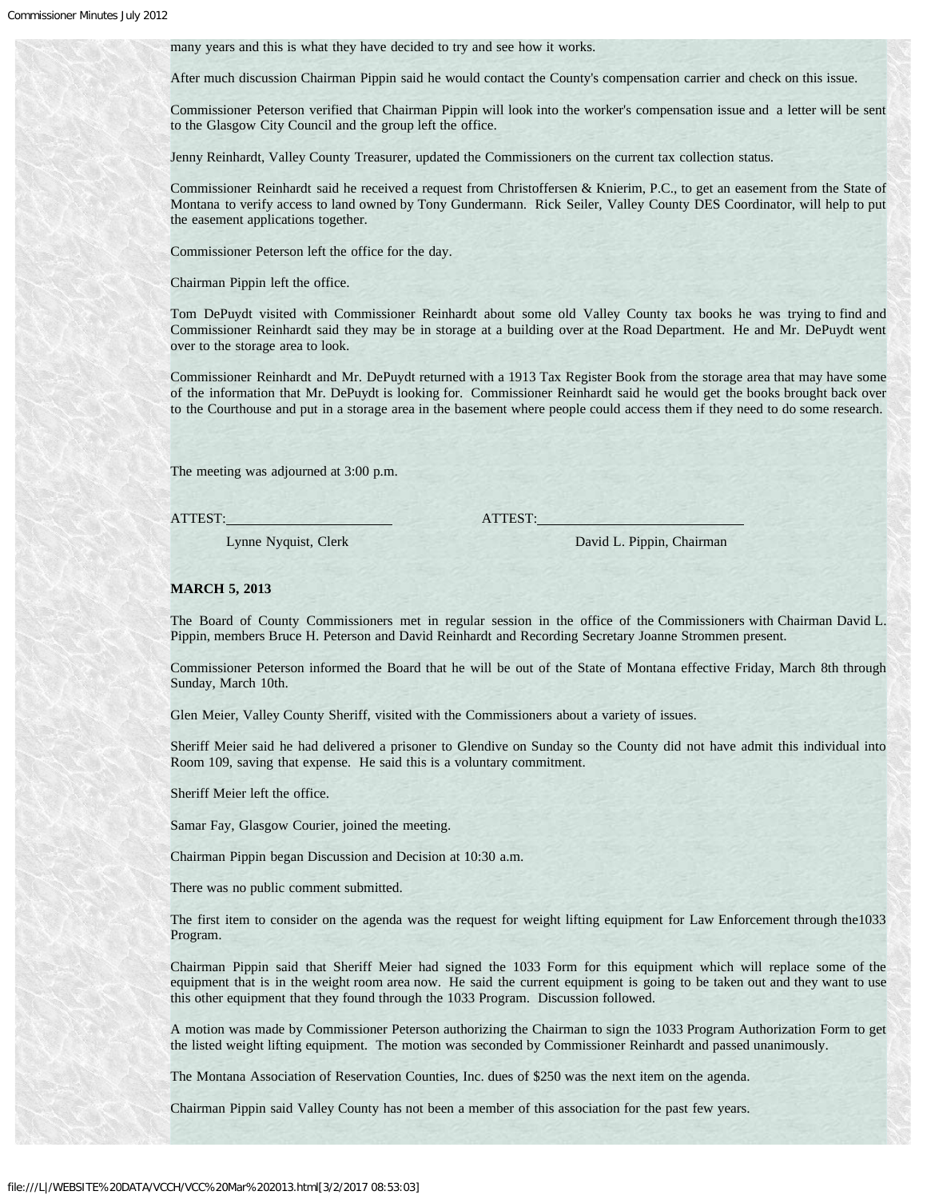many years and this is what they have decided to try and see how it works.

After much discussion Chairman Pippin said he would contact the County's compensation carrier and check on this issue.

Commissioner Peterson verified that Chairman Pippin will look into the worker's compensation issue and a letter will be sent to the Glasgow City Council and the group left the office.

Jenny Reinhardt, Valley County Treasurer, updated the Commissioners on the current tax collection status.

Commissioner Reinhardt said he received a request from Christoffersen & Knierim, P.C., to get an easement from the State of Montana to verify access to land owned by Tony Gundermann. Rick Seiler, Valley County DES Coordinator, will help to put the easement applications together.

Commissioner Peterson left the office for the day.

Chairman Pippin left the office.

Tom DePuydt visited with Commissioner Reinhardt about some old Valley County tax books he was trying to find and Commissioner Reinhardt said they may be in storage at a building over at the Road Department. He and Mr. DePuydt went over to the storage area to look.

Commissioner Reinhardt and Mr. DePuydt returned with a 1913 Tax Register Book from the storage area that may have some of the information that Mr. DePuydt is looking for. Commissioner Reinhardt said he would get the books brought back over to the Courthouse and put in a storage area in the basement where people could access them if they need to do some research.

The meeting was adjourned at 3:00 p.m.

ATTEST:________________________ ATTEST:____________________________

Lynne Nyquist, Clerk David L. Pippin, Chairman

**MARCH 5, 2013**

The Board of County Commissioners met in regular session in the office of the Commissioners with Chairman David L. Pippin, members Bruce H. Peterson and David Reinhardt and Recording Secretary Joanne Strommen present.

Commissioner Peterson informed the Board that he will be out of the State of Montana effective Friday, March 8th through Sunday, March 10th.

Glen Meier, Valley County Sheriff, visited with the Commissioners about a variety of issues.

Sheriff Meier said he had delivered a prisoner to Glendive on Sunday so the County did not have admit this individual into Room 109, saving that expense. He said this is a voluntary commitment.

Sheriff Meier left the office.

Samar Fay, Glasgow Courier, joined the meeting.

Chairman Pippin began Discussion and Decision at 10:30 a.m.

There was no public comment submitted.

The first item to consider on the agenda was the request for weight lifting equipment for Law Enforcement through the1033 Program.

Chairman Pippin said that Sheriff Meier had signed the 1033 Form for this equipment which will replace some of the equipment that is in the weight room area now. He said the current equipment is going to be taken out and they want to use this other equipment that they found through the 1033 Program. Discussion followed.

A motion was made by Commissioner Peterson authorizing the Chairman to sign the 1033 Program Authorization Form to get the listed weight lifting equipment. The motion was seconded by Commissioner Reinhardt and passed unanimously.

The Montana Association of Reservation Counties, Inc. dues of $250 was the next item on the agenda.

Chairman Pippin said Valley County has not been a member of this association for the past few years.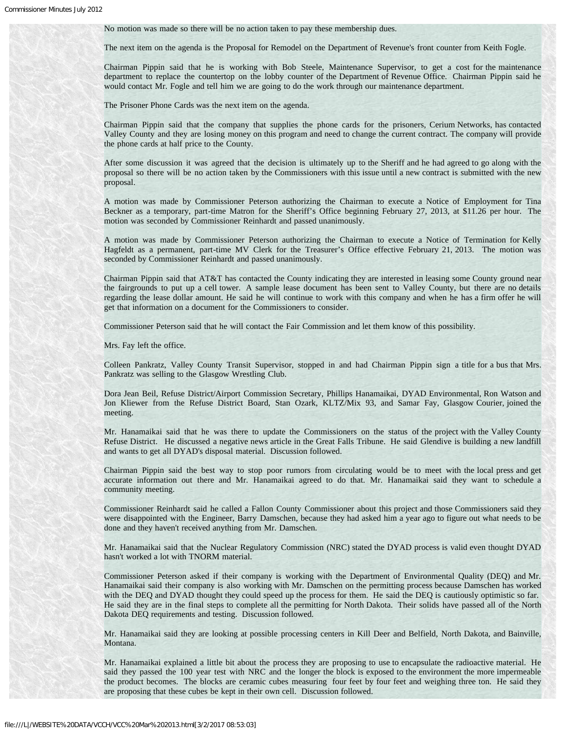No motion was made so there will be no action taken to pay these membership dues.

The next item on the agenda is the Proposal for Remodel on the Department of Revenue's front counter from Keith Fogle.

Chairman Pippin said that he is working with Bob Steele, Maintenance Supervisor, to get a cost for the maintenance department to replace the countertop on the lobby counter of the Department of Revenue Office. Chairman Pippin said he would contact Mr. Fogle and tell him we are going to do the work through our maintenance department.

The Prisoner Phone Cards was the next item on the agenda.

Chairman Pippin said that the company that supplies the phone cards for the prisoners, Cerium Networks, has contacted Valley County and they are losing money on this program and need to change the current contract. The company will provide the phone cards at half price to the County.

After some discussion it was agreed that the decision is ultimately up to the Sheriff and he had agreed to go along with the proposal so there will be no action taken by the Commissioners with this issue until a new contract is submitted with the new proposal.

A motion was made by Commissioner Peterson authorizing the Chairman to execute a Notice of Employment for Tina Beckner as a temporary, part-time Matron for the Sheriff's Office beginning February 27, 2013, at $11.26 per hour. The motion was seconded by Commissioner Reinhardt and passed unanimously.

A motion was made by Commissioner Peterson authorizing the Chairman to execute a Notice of Termination for Kelly Hagfeldt as a permanent, part-time MV Clerk for the Treasurer's Office effective February 21, 2013. The motion was seconded by Commissioner Reinhardt and passed unanimously.

Chairman Pippin said that AT&T has contacted the County indicating they are interested in leasing some County ground near the fairgrounds to put up a cell tower. A sample lease document has been sent to Valley County, but there are no details regarding the lease dollar amount. He said he will continue to work with this company and when he has a firm offer he will get that information on a document for the Commissioners to consider.

Commissioner Peterson said that he will contact the Fair Commission and let them know of this possibility.

Mrs. Fay left the office.

Colleen Pankratz, Valley County Transit Supervisor, stopped in and had Chairman Pippin sign a title for a bus that Mrs. Pankratz was selling to the Glasgow Wrestling Club.

Dora Jean Beil, Refuse District/Airport Commission Secretary, Phillips Hanamaikai, DYAD Environmental, Ron Watson and Jon Kliewer from the Refuse District Board, Stan Ozark, KLTZ/Mix 93, and Samar Fay, Glasgow Courier, joined the meeting.

Mr. Hanamaikai said that he was there to update the Commissioners on the status of the project with the Valley County Refuse District. He discussed a negative news article in the Great Falls Tribune. He said Glendive is building a new landfill and wants to get all DYAD's disposal material. Discussion followed.

Chairman Pippin said the best way to stop poor rumors from circulating would be to meet with the local press and get accurate information out there and Mr. Hanamaikai agreed to do that. Mr. Hanamaikai said they want to schedule a community meeting.

Commissioner Reinhardt said he called a Fallon County Commissioner about this project and those Commissioners said they were disappointed with the Engineer, Barry Damschen, because they had asked him a year ago to figure out what needs to be done and they haven't received anything from Mr. Damschen.

Mr. Hanamaikai said that the Nuclear Regulatory Commission (NRC) stated the DYAD process is valid even thought DYAD hasn't worked a lot with TNORM material.

Commissioner Peterson asked if their company is working with the Department of Environmental Quality (DEQ) and Mr. Hanamaikai said their company is also working with Mr. Damschen on the permitting process because Damschen has worked with the DEQ and DYAD thought they could speed up the process for them. He said the DEQ is cautiously optimistic so far. He said they are in the final steps to complete all the permitting for North Dakota. Their solids have passed all of the North Dakota DEQ requirements and testing. Discussion followed.

Mr. Hanamaikai said they are looking at possible processing centers in Kill Deer and Belfield, North Dakota, and Bainville, Montana.

Mr. Hanamaikai explained a little bit about the process they are proposing to use to encapsulate the radioactive material. He said they passed the 100 year test with NRC and the longer the block is exposed to the environment the more impermeable the product becomes. The blocks are ceramic cubes measuring four feet by four feet and weighing three ton. He said they are proposing that these cubes be kept in their own cell. Discussion followed.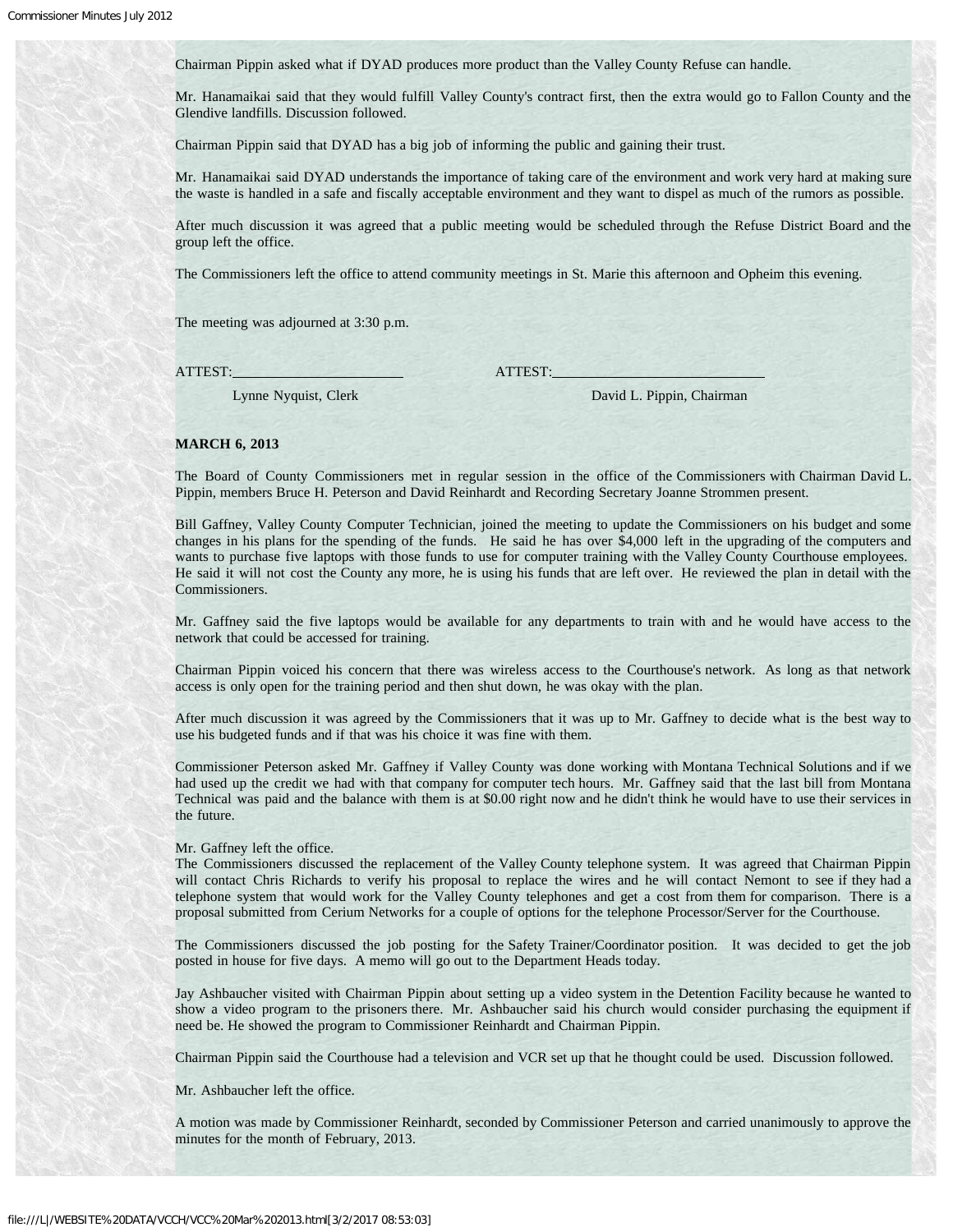Chairman Pippin asked what if DYAD produces more product than the Valley County Refuse can handle.

Mr. Hanamaikai said that they would fulfill Valley County's contract first, then the extra would go to Fallon County and the Glendive landfills. Discussion followed.

Chairman Pippin said that DYAD has a big job of informing the public and gaining their trust.

Mr. Hanamaikai said DYAD understands the importance of taking care of the environment and work very hard at making sure the waste is handled in a safe and fiscally acceptable environment and they want to dispel as much of the rumors as possible.

After much discussion it was agreed that a public meeting would be scheduled through the Refuse District Board and the group left the office.

The Commissioners left the office to attend community meetings in St. Marie this afternoon and Opheim this evening.

The meeting was adjourned at 3:30 p.m.

ATTEST:________________________ ATTEST:______________________________

Lynne Nyquist, Clerk David L. Pippin, Chairman

**MARCH 6, 2013**

The Board of County Commissioners met in regular session in the office of the Commissioners with Chairman David L. Pippin, members Bruce H. Peterson and David Reinhardt and Recording Secretary Joanne Strommen present.

Bill Gaffney, Valley County Computer Technician, joined the meeting to update the Commissioners on his budget and some changes in his plans for the spending of the funds. He said he has over $4,000 left in the upgrading of the computers and wants to purchase five laptops with those funds to use for computer training with the Valley County Courthouse employees. He said it will not cost the County any more, he is using his funds that are left over. He reviewed the plan in detail with the Commissioners.

Mr. Gaffney said the five laptops would be available for any departments to train with and he would have access to the network that could be accessed for training.

Chairman Pippin voiced his concern that there was wireless access to the Courthouse's network. As long as that network access is only open for the training period and then shut down, he was okay with the plan.

After much discussion it was agreed by the Commissioners that it was up to Mr. Gaffney to decide what is the best way to use his budgeted funds and if that was his choice it was fine with them.

Commissioner Peterson asked Mr. Gaffney if Valley County was done working with Montana Technical Solutions and if we had used up the credit we had with that company for computer tech hours. Mr. Gaffney said that the last bill from Montana Technical was paid and the balance with them is at $0.00 right now and he didn't think he would have to use their services in the future.

Mr. Gaffney left the office.

The Commissioners discussed the replacement of the Valley County telephone system. It was agreed that Chairman Pippin will contact Chris Richards to verify his proposal to replace the wires and he will contact Nemont to see if they had a telephone system that would work for the Valley County telephones and get a cost from them for comparison. There is a proposal submitted from Cerium Networks for a couple of options for the telephone Processor/Server for the Courthouse.

The Commissioners discussed the job posting for the Safety Trainer/Coordinator position. It was decided to get the job posted in house for five days. A memo will go out to the Department Heads today.

Jay Ashbaucher visited with Chairman Pippin about setting up a video system in the Detention Facility because he wanted to show a video program to the prisoners there. Mr. Ashbaucher said his church would consider purchasing the equipment if need be. He showed the program to Commissioner Reinhardt and Chairman Pippin.

Chairman Pippin said the Courthouse had a television and VCR set up that he thought could be used. Discussion followed.

Mr. Ashbaucher left the office.

A motion was made by Commissioner Reinhardt, seconded by Commissioner Peterson and carried unanimously to approve the minutes for the month of February, 2013.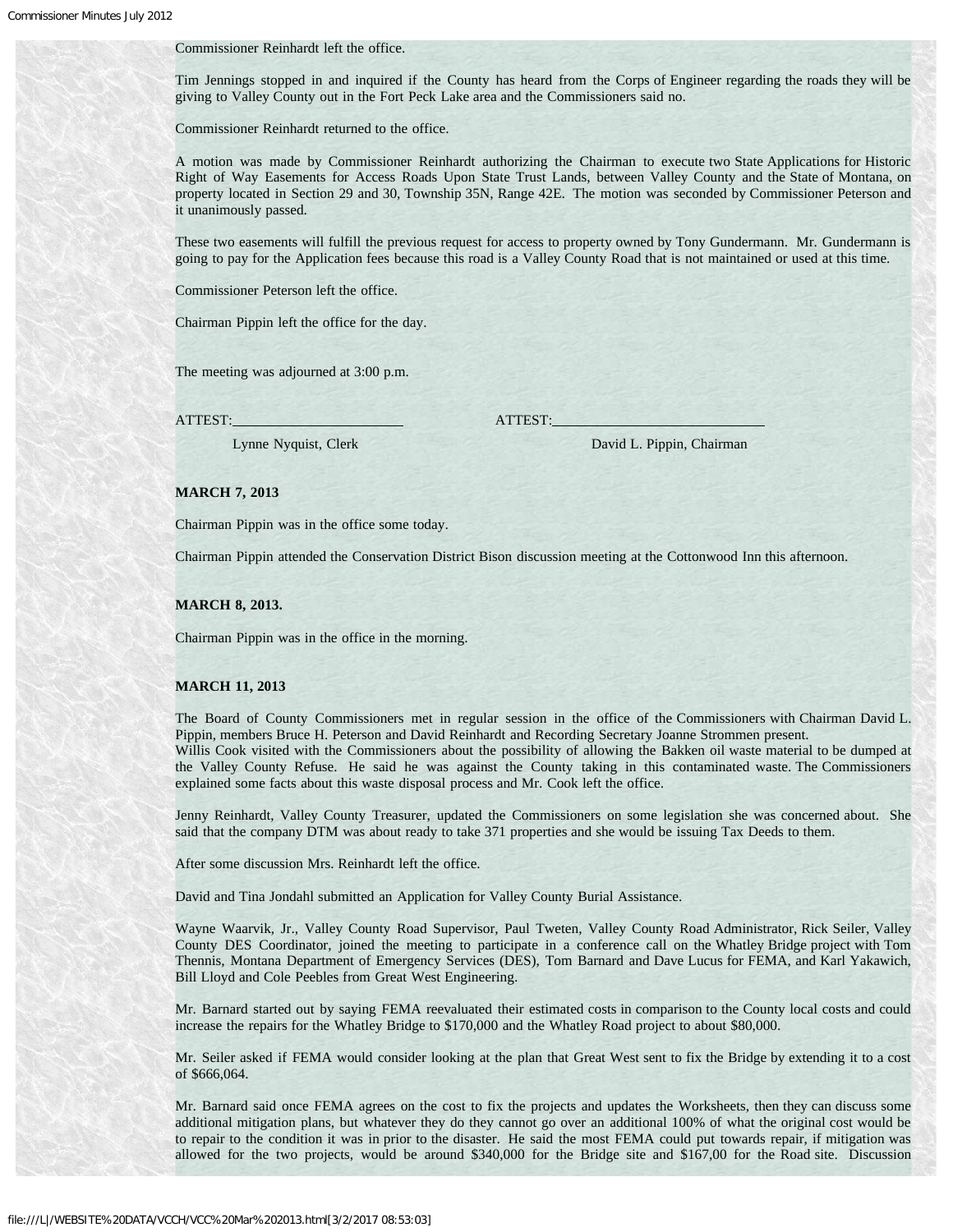Commissioner Reinhardt left the office.

Tim Jennings stopped in and inquired if the County has heard from the Corps of Engineer regarding the roads they will be giving to Valley County out in the Fort Peck Lake area and the Commissioners said no.

Commissioner Reinhardt returned to the office.

A motion was made by Commissioner Reinhardt authorizing the Chairman to execute two State Applications for Historic Right of Way Easements for Access Roads Upon State Trust Lands, between Valley County and the State of Montana, on property located in Section 29 and 30, Township 35N, Range 42E. The motion was seconded by Commissioner Peterson and it unanimously passed.

These two easements will fulfill the previous request for access to property owned by Tony Gundermann. Mr. Gundermann is going to pay for the Application fees because this road is a Valley County Road that is not maintained or used at this time.

Commissioner Peterson left the office.

Chairman Pippin left the office for the day.

The meeting was adjourned at 3:00 p.m.

ATTEST:________________________ ATTEST:______________________________

Lynne Nyquist, Clerk David L. Pippin, Chairman

**MARCH 7, 2013**

Chairman Pippin was in the office some today.

Chairman Pippin attended the Conservation District Bison discussion meeting at the Cottonwood Inn this afternoon.

**MARCH 8, 2013.**

Chairman Pippin was in the office in the morning.

**MARCH 11, 2013**

The Board of County Commissioners met in regular session in the office of the Commissioners with Chairman David L. Pippin, members Bruce H. Peterson and David Reinhardt and Recording Secretary Joanne Strommen present.
Willis Cook visited with the Commissioners about the possibility of allowing the Bakken oil waste material to be dumped at the Valley County Refuse. He said he was against the County taking in this contaminated waste. The Commissioners explained some facts about this waste disposal process and Mr. Cook left the office.

Jenny Reinhardt, Valley County Treasurer, updated the Commissioners on some legislation she was concerned about. She said that the company DTM was about ready to take 371 properties and she would be issuing Tax Deeds to them.

After some discussion Mrs. Reinhardt left the office.

David and Tina Jondahl submitted an Application for Valley County Burial Assistance.

Wayne Waarvik, Jr., Valley County Road Supervisor, Paul Tweten, Valley County Road Administrator, Rick Seiler, Valley County DES Coordinator, joined the meeting to participate in a conference call on the Whatley Bridge project with Tom Thennis, Montana Department of Emergency Services (DES), Tom Barnard and Dave Lucus for FEMA, and Karl Yakawich, Bill Lloyd and Cole Peebles from Great West Engineering.

Mr. Barnard started out by saying FEMA reevaluated their estimated costs in comparison to the County local costs and could increase the repairs for the Whatley Bridge to $170,000 and the Whatley Road project to about $80,000.

Mr. Seiler asked if FEMA would consider looking at the plan that Great West sent to fix the Bridge by extending it to a cost of $666,064.

Mr. Barnard said once FEMA agrees on the cost to fix the projects and updates the Worksheets, then they can discuss some additional mitigation plans, but whatever they do they cannot go over an additional 100% of what the original cost would be to repair to the condition it was in prior to the disaster. He said the most FEMA could put towards repair, if mitigation was allowed for the two projects, would be around $340,000 for the Bridge site and $167,00 for the Road site. Discussion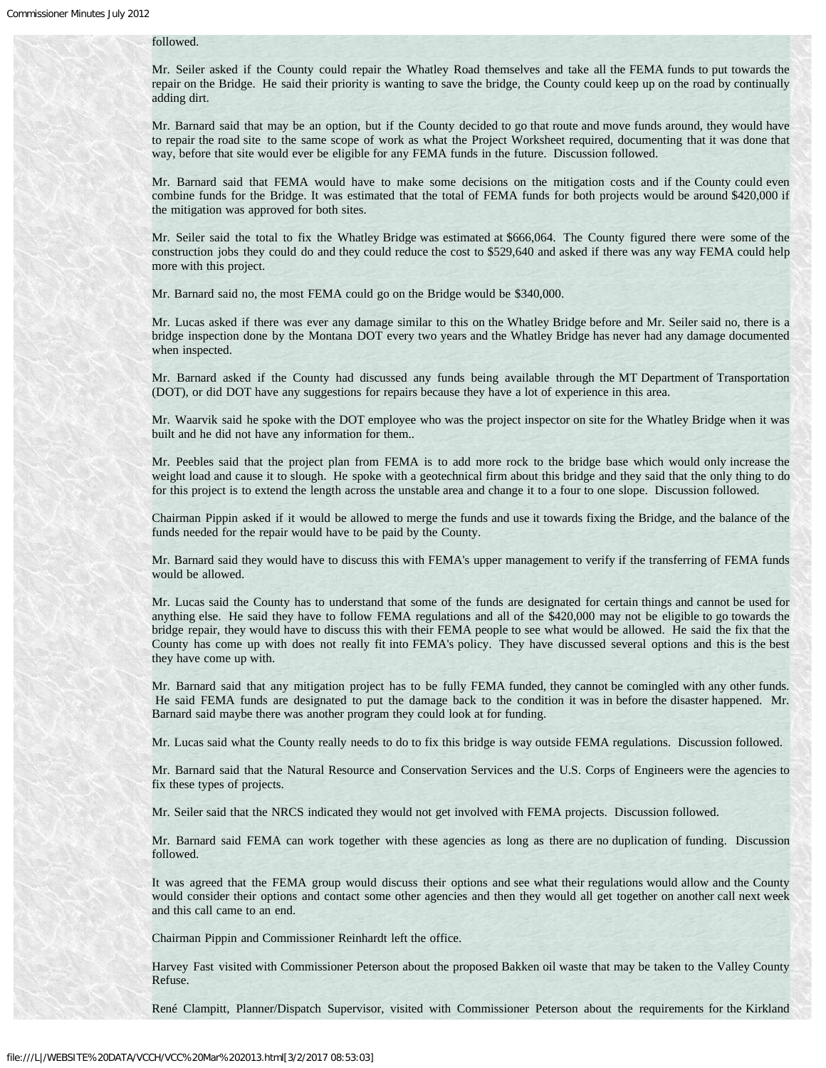followed.

Mr. Seiler asked if the County could repair the Whatley Road themselves and take all the FEMA funds to put towards the repair on the Bridge. He said their priority is wanting to save the bridge, the County could keep up on the road by continually adding dirt.

Mr. Barnard said that may be an option, but if the County decided to go that route and move funds around, they would have to repair the road site to the same scope of work as what the Project Worksheet required, documenting that it was done that way, before that site would ever be eligible for any FEMA funds in the future. Discussion followed.

Mr. Barnard said that FEMA would have to make some decisions on the mitigation costs and if the County could even combine funds for the Bridge. It was estimated that the total of FEMA funds for both projects would be around $420,000 if the mitigation was approved for both sites.

Mr. Seiler said the total to fix the Whatley Bridge was estimated at $666,064. The County figured there were some of the construction jobs they could do and they could reduce the cost to $529,640 and asked if there was any way FEMA could help more with this project.

Mr. Barnard said no, the most FEMA could go on the Bridge would be $340,000.

Mr. Lucas asked if there was ever any damage similar to this on the Whatley Bridge before and Mr. Seiler said no, there is a bridge inspection done by the Montana DOT every two years and the Whatley Bridge has never had any damage documented when inspected.

Mr. Barnard asked if the County had discussed any funds being available through the MT Department of Transportation (DOT), or did DOT have any suggestions for repairs because they have a lot of experience in this area.

Mr. Waarvik said he spoke with the DOT employee who was the project inspector on site for the Whatley Bridge when it was built and he did not have any information for them..

Mr. Peebles said that the project plan from FEMA is to add more rock to the bridge base which would only increase the weight load and cause it to slough. He spoke with a geotechnical firm about this bridge and they said that the only thing to do for this project is to extend the length across the unstable area and change it to a four to one slope. Discussion followed.

Chairman Pippin asked if it would be allowed to merge the funds and use it towards fixing the Bridge, and the balance of the funds needed for the repair would have to be paid by the County.

Mr. Barnard said they would have to discuss this with FEMA's upper management to verify if the transferring of FEMA funds would be allowed.

Mr. Lucas said the County has to understand that some of the funds are designated for certain things and cannot be used for anything else. He said they have to follow FEMA regulations and all of the $420,000 may not be eligible to go towards the bridge repair, they would have to discuss this with their FEMA people to see what would be allowed. He said the fix that the County has come up with does not really fit into FEMA's policy. They have discussed several options and this is the best they have come up with.

Mr. Barnard said that any mitigation project has to be fully FEMA funded, they cannot be comingled with any other funds. He said FEMA funds are designated to put the damage back to the condition it was in before the disaster happened. Mr. Barnard said maybe there was another program they could look at for funding.

Mr. Lucas said what the County really needs to do to fix this bridge is way outside FEMA regulations. Discussion followed.

Mr. Barnard said that the Natural Resource and Conservation Services and the U.S. Corps of Engineers were the agencies to fix these types of projects.

Mr. Seiler said that the NRCS indicated they would not get involved with FEMA projects. Discussion followed.

Mr. Barnard said FEMA can work together with these agencies as long as there are no duplication of funding. Discussion followed.

It was agreed that the FEMA group would discuss their options and see what their regulations would allow and the County would consider their options and contact some other agencies and then they would all get together on another call next week and this call came to an end.

Chairman Pippin and Commissioner Reinhardt left the office.

Harvey Fast visited with Commissioner Peterson about the proposed Bakken oil waste that may be taken to the Valley County Refuse.

René Clampitt, Planner/Dispatch Supervisor, visited with Commissioner Peterson about the requirements for the Kirkland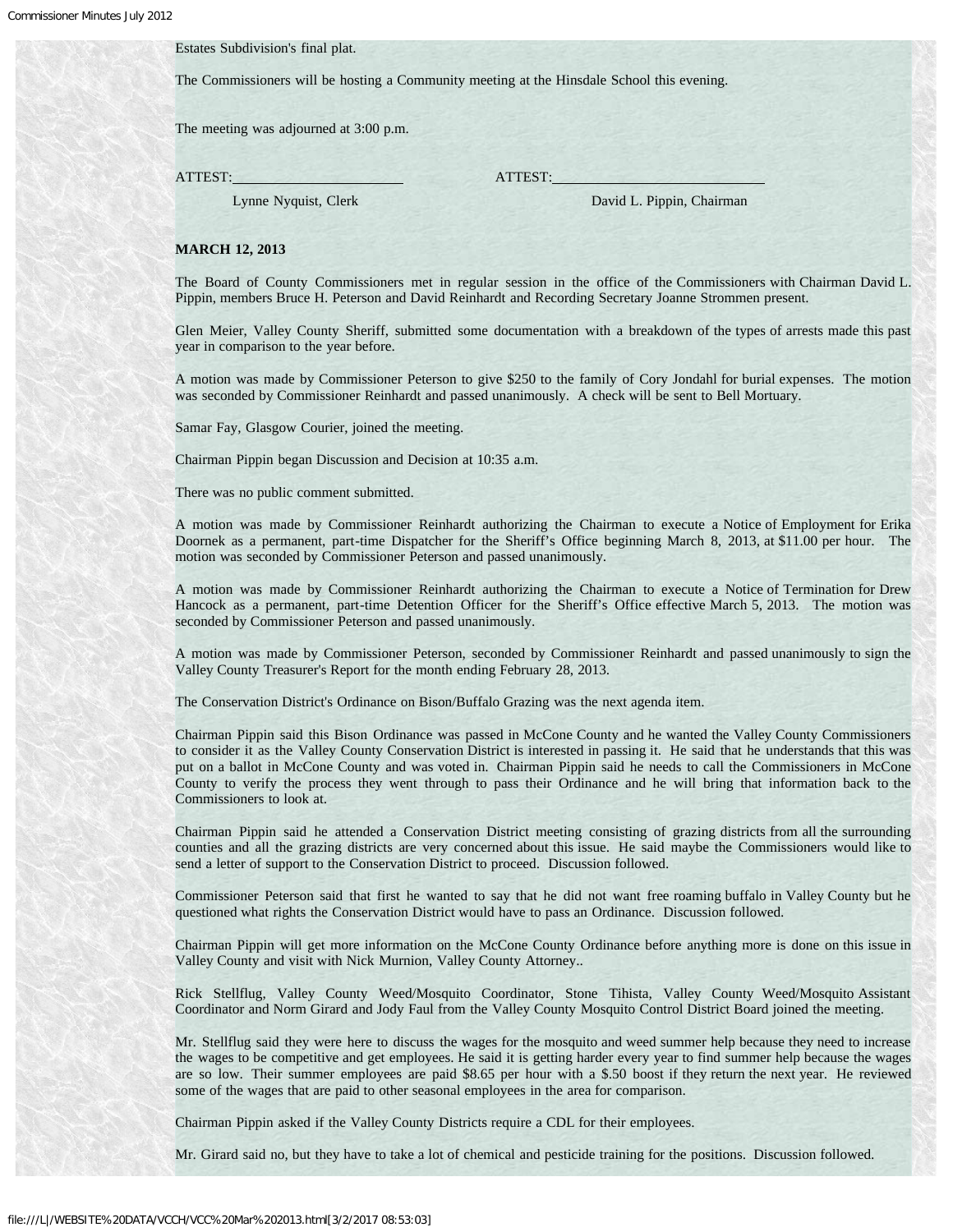Estates Subdivision's final plat.

The Commissioners will be hosting a Community meeting at the Hinsdale School this evening.

The meeting was adjourned at 3:00 p.m.

ATTEST:________________________ ATTEST:______________________________

Lynne Nyquist, Clerk David L. Pippin, Chairman

**MARCH 12, 2013**

The Board of County Commissioners met in regular session in the office of the Commissioners with Chairman David L. Pippin, members Bruce H. Peterson and David Reinhardt and Recording Secretary Joanne Strommen present.

Glen Meier, Valley County Sheriff, submitted some documentation with a breakdown of the types of arrests made this past year in comparison to the year before.

A motion was made by Commissioner Peterson to give $250 to the family of Cory Jondahl for burial expenses. The motion was seconded by Commissioner Reinhardt and passed unanimously. A check will be sent to Bell Mortuary.

Samar Fay, Glasgow Courier, joined the meeting.

Chairman Pippin began Discussion and Decision at 10:35 a.m.

There was no public comment submitted.

A motion was made by Commissioner Reinhardt authorizing the Chairman to execute a Notice of Employment for Erika Doornek as a permanent, part-time Dispatcher for the Sheriff's Office beginning March 8, 2013, at $11.00 per hour. The motion was seconded by Commissioner Peterson and passed unanimously.

A motion was made by Commissioner Reinhardt authorizing the Chairman to execute a Notice of Termination for Drew Hancock as a permanent, part-time Detention Officer for the Sheriff's Office effective March 5, 2013. The motion was seconded by Commissioner Peterson and passed unanimously.

A motion was made by Commissioner Peterson, seconded by Commissioner Reinhardt and passed unanimously to sign the Valley County Treasurer's Report for the month ending February 28, 2013.

The Conservation District's Ordinance on Bison/Buffalo Grazing was the next agenda item.

Chairman Pippin said this Bison Ordinance was passed in McCone County and he wanted the Valley County Commissioners to consider it as the Valley County Conservation District is interested in passing it. He said that he understands that this was put on a ballot in McCone County and was voted in. Chairman Pippin said he needs to call the Commissioners in McCone County to verify the process they went through to pass their Ordinance and he will bring that information back to the Commissioners to look at.

Chairman Pippin said he attended a Conservation District meeting consisting of grazing districts from all the surrounding counties and all the grazing districts are very concerned about this issue. He said maybe the Commissioners would like to send a letter of support to the Conservation District to proceed. Discussion followed.

Commissioner Peterson said that first he wanted to say that he did not want free roaming buffalo in Valley County but he questioned what rights the Conservation District would have to pass an Ordinance. Discussion followed.

Chairman Pippin will get more information on the McCone County Ordinance before anything more is done on this issue in Valley County and visit with Nick Murnion, Valley County Attorney..

Rick Stellflug, Valley County Weed/Mosquito Coordinator, Stone Tihista, Valley County Weed/Mosquito Assistant Coordinator and Norm Girard and Jody Faul from the Valley County Mosquito Control District Board joined the meeting.

Mr. Stellflug said they were here to discuss the wages for the mosquito and weed summer help because they need to increase the wages to be competitive and get employees. He said it is getting harder every year to find summer help because the wages are so low. Their summer employees are paid $8.65 per hour with a $.50 boost if they return the next year. He reviewed some of the wages that are paid to other seasonal employees in the area for comparison.

Chairman Pippin asked if the Valley County Districts require a CDL for their employees.

Mr. Girard said no, but they have to take a lot of chemical and pesticide training for the positions. Discussion followed.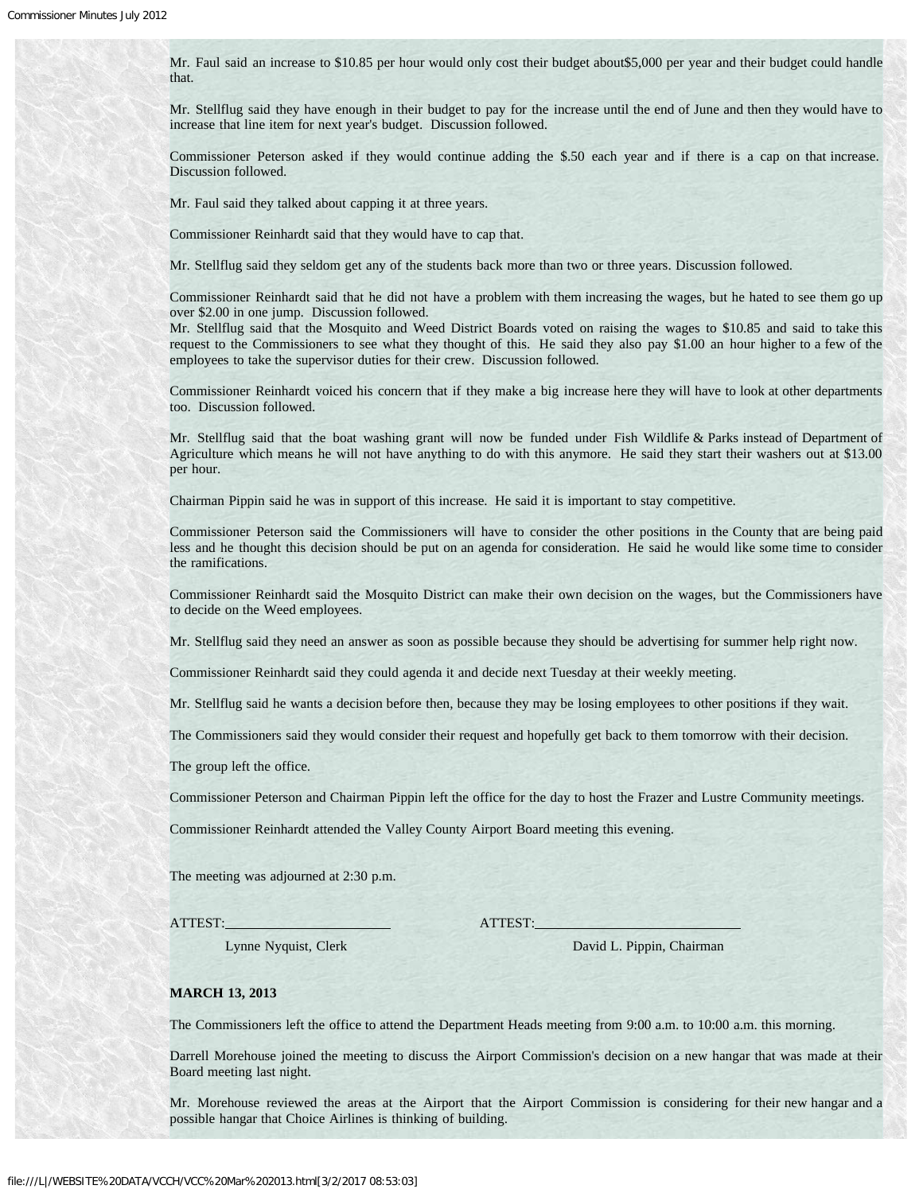Mr. Faul said an increase to $10.85 per hour would only cost their budget about$5,000 per year and their budget could handle that.

Mr. Stellflug said they have enough in their budget to pay for the increase until the end of June and then they would have to increase that line item for next year's budget. Discussion followed.

Commissioner Peterson asked if they would continue adding the $.50 each year and if there is a cap on that increase. Discussion followed.

Mr. Faul said they talked about capping it at three years.

Commissioner Reinhardt said that they would have to cap that.

Mr. Stellflug said they seldom get any of the students back more than two or three years. Discussion followed.

Commissioner Reinhardt said that he did not have a problem with them increasing the wages, but he hated to see them go up over $2.00 in one jump. Discussion followed.
Mr. Stellflug said that the Mosquito and Weed District Boards voted on raising the wages to $10.85 and said to take this request to the Commissioners to see what they thought of this. He said they also pay $1.00 an hour higher to a few of the employees to take the supervisor duties for their crew. Discussion followed.

Commissioner Reinhardt voiced his concern that if they make a big increase here they will have to look at other departments too. Discussion followed.

Mr. Stellflug said that the boat washing grant will now be funded under Fish Wildlife & Parks instead of Department of Agriculture which means he will not have anything to do with this anymore. He said they start their washers out at $13.00 per hour.

Chairman Pippin said he was in support of this increase. He said it is important to stay competitive.

Commissioner Peterson said the Commissioners will have to consider the other positions in the County that are being paid less and he thought this decision should be put on an agenda for consideration. He said he would like some time to consider the ramifications.

Commissioner Reinhardt said the Mosquito District can make their own decision on the wages, but the Commissioners have to decide on the Weed employees.

Mr. Stellflug said they need an answer as soon as possible because they should be advertising for summer help right now.

Commissioner Reinhardt said they could agenda it and decide next Tuesday at their weekly meeting.

Mr. Stellflug said he wants a decision before then, because they may be losing employees to other positions if they wait.

The Commissioners said they would consider their request and hopefully get back to them tomorrow with their decision.

The group left the office.

Commissioner Peterson and Chairman Pippin left the office for the day to host the Frazer and Lustre Community meetings.

Commissioner Reinhardt attended the Valley County Airport Board meeting this evening.

The meeting was adjourned at 2:30 p.m.

ATTEST:________________________ ATTEST:______________________________

Lynne Nyquist, Clerk David L. Pippin, Chairman

**MARCH 13, 2013**

The Commissioners left the office to attend the Department Heads meeting from 9:00 a.m. to 10:00 a.m. this morning.

Darrell Morehouse joined the meeting to discuss the Airport Commission's decision on a new hangar that was made at their Board meeting last night.

Mr. Morehouse reviewed the areas at the Airport that the Airport Commission is considering for their new hangar and a possible hangar that Choice Airlines is thinking of building.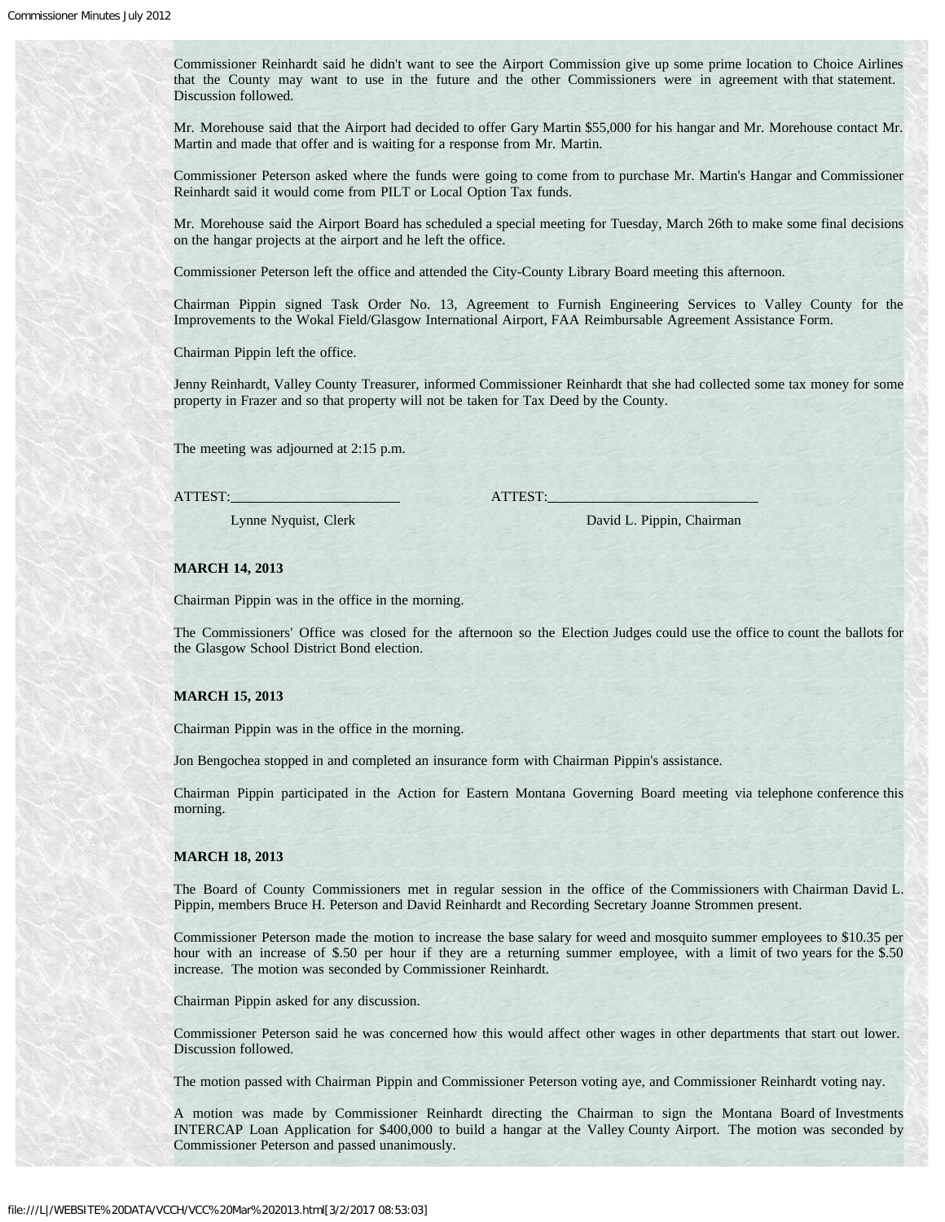Commissioner Reinhardt said he didn't want to see the Airport Commission give up some prime location to Choice Airlines that the County may want to use in the future and the other Commissioners were in agreement with that statement. Discussion followed.

Mr. Morehouse said that the Airport had decided to offer Gary Martin $55,000 for his hangar and Mr. Morehouse contact Mr. Martin and made that offer and is waiting for a response from Mr. Martin.

Commissioner Peterson asked where the funds were going to come from to purchase Mr. Martin's Hangar and Commissioner Reinhardt said it would come from PILT or Local Option Tax funds.

Mr. Morehouse said the Airport Board has scheduled a special meeting for Tuesday, March 26th to make some final decisions on the hangar projects at the airport and he left the office.

Commissioner Peterson left the office and attended the City-County Library Board meeting this afternoon.

Chairman Pippin signed Task Order No. 13, Agreement to Furnish Engineering Services to Valley County for the Improvements to the Wokal Field/Glasgow International Airport, FAA Reimbursable Agreement Assistance Form.

Chairman Pippin left the office.

Jenny Reinhardt, Valley County Treasurer, informed Commissioner Reinhardt that she had collected some tax money for some property in Frazer and so that property will not be taken for Tax Deed by the County.

The meeting was adjourned at 2:15 p.m.

ATTEST:______________________ ATTEST:______________________

Lynne Nyquist, Clerk David L. Pippin, Chairman

**MARCH 14, 2013**

Chairman Pippin was in the office in the morning.

The Commissioners' Office was closed for the afternoon so the Election Judges could use the office to count the ballots for the Glasgow School District Bond election.

**MARCH 15, 2013**

Chairman Pippin was in the office in the morning.

Jon Bengochea stopped in and completed an insurance form with Chairman Pippin's assistance.

Chairman Pippin participated in the Action for Eastern Montana Governing Board meeting via telephone conference this morning.

**MARCH 18, 2013**

The Board of County Commissioners met in regular session in the office of the Commissioners with Chairman David L. Pippin, members Bruce H. Peterson and David Reinhardt and Recording Secretary Joanne Strommen present.

Commissioner Peterson made the motion to increase the base salary for weed and mosquito summer employees to $10.35 per hour with an increase of $.50 per hour if they are a returning summer employee, with a limit of two years for the $.50 increase. The motion was seconded by Commissioner Reinhardt.

Chairman Pippin asked for any discussion.

Commissioner Peterson said he was concerned how this would affect other wages in other departments that start out lower. Discussion followed.

The motion passed with Chairman Pippin and Commissioner Peterson voting aye, and Commissioner Reinhardt voting nay.

A motion was made by Commissioner Reinhardt directing the Chairman to sign the Montana Board of Investments INTERCAP Loan Application for $400,000 to build a hangar at the Valley County Airport. The motion was seconded by Commissioner Peterson and passed unanimously.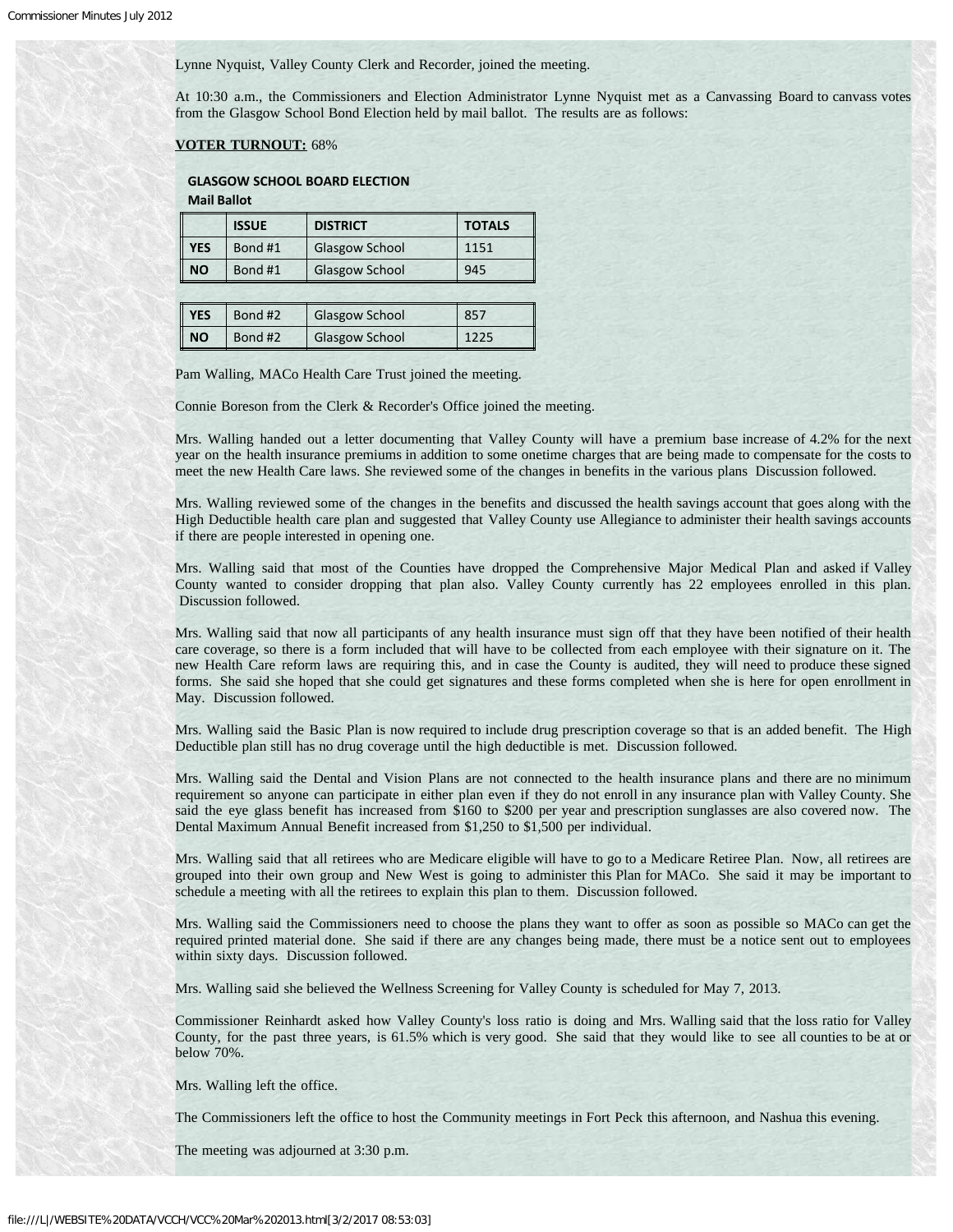Lynne Nyquist, Valley County Clerk and Recorder, joined the meeting.

At 10:30 a.m., the Commissioners and Election Administrator Lynne Nyquist met as a Canvassing Board to canvass votes from the Glasgow School Bond Election held by mail ballot. The results are as follows:

**VOTER TURNOUT:** 68%

**GLASGOW SCHOOL BOARD ELECTION**
**Mail Ballot**

| | ISSUE | DISTRICT | TOTALS |
|---|---|---|---|
| YES | Bond #1 | Glasgow School | 1151 |
| NO | Bond #1 | Glasgow School | 945 |

| | | | |
|---|---|---|---|
| YES | Bond #2 | Glasgow School | 857 |
| NO | Bond #2 | Glasgow School | 1225 |

Pam Walling, MACo Health Care Trust joined the meeting.

Connie Boreson from the Clerk & Recorder's Office joined the meeting.

Mrs. Walling handed out a letter documenting that Valley County will have a premium base increase of 4.2% for the next year on the health insurance premiums in addition to some onetime charges that are being made to compensate for the costs to meet the new Health Care laws. She reviewed some of the changes in benefits in the various plans Discussion followed.

Mrs. Walling reviewed some of the changes in the benefits and discussed the health savings account that goes along with the High Deductible health care plan and suggested that Valley County use Allegiance to administer their health savings accounts if there are people interested in opening one.

Mrs. Walling said that most of the Counties have dropped the Comprehensive Major Medical Plan and asked if Valley County wanted to consider dropping that plan also. Valley County currently has 22 employees enrolled in this plan. Discussion followed.

Mrs. Walling said that now all participants of any health insurance must sign off that they have been notified of their health care coverage, so there is a form included that will have to be collected from each employee with their signature on it. The new Health Care reform laws are requiring this, and in case the County is audited, they will need to produce these signed forms. She said she hoped that she could get signatures and these forms completed when she is here for open enrollment in May. Discussion followed.

Mrs. Walling said the Basic Plan is now required to include drug prescription coverage so that is an added benefit. The High Deductible plan still has no drug coverage until the high deductible is met. Discussion followed.

Mrs. Walling said the Dental and Vision Plans are not connected to the health insurance plans and there are no minimum requirement so anyone can participate in either plan even if they do not enroll in any insurance plan with Valley County. She said the eye glass benefit has increased from $160 to $200 per year and prescription sunglasses are also covered now. The Dental Maximum Annual Benefit increased from $1,250 to $1,500 per individual.

Mrs. Walling said that all retirees who are Medicare eligible will have to go to a Medicare Retiree Plan. Now, all retirees are grouped into their own group and New West is going to administer this Plan for MACo. She said it may be important to schedule a meeting with all the retirees to explain this plan to them. Discussion followed.

Mrs. Walling said the Commissioners need to choose the plans they want to offer as soon as possible so MACo can get the required printed material done. She said if there are any changes being made, there must be a notice sent out to employees within sixty days. Discussion followed.

Mrs. Walling said she believed the Wellness Screening for Valley County is scheduled for May 7, 2013.

Commissioner Reinhardt asked how Valley County's loss ratio is doing and Mrs. Walling said that the loss ratio for Valley County, for the past three years, is 61.5% which is very good. She said that they would like to see all counties to be at or below 70%.

Mrs. Walling left the office.

The Commissioners left the office to host the Community meetings in Fort Peck this afternoon, and Nashua this evening.

The meeting was adjourned at 3:30 p.m.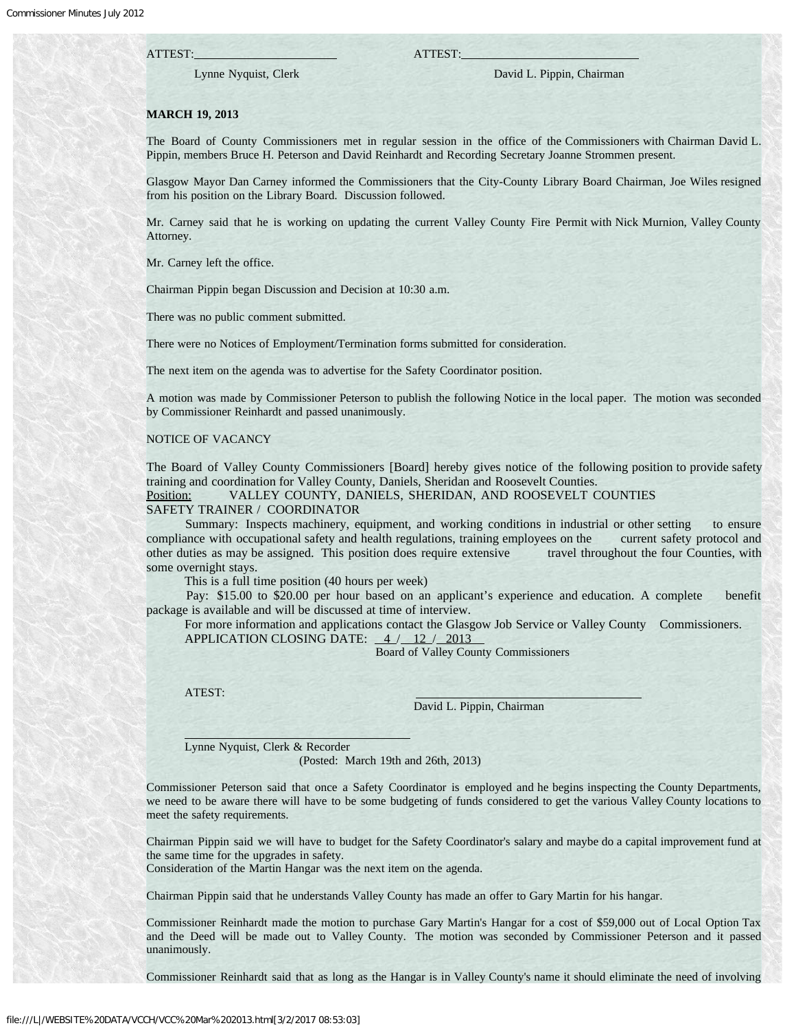ATTEST:______________________ ATTEST:____________________________

Lynne Nyquist, Clerk David L. Pippin, Chairman

**MARCH 19, 2013**

The Board of County Commissioners met in regular session in the office of the Commissioners with Chairman David L. Pippin, members Bruce H. Peterson and David Reinhardt and Recording Secretary Joanne Strommen present.

Glasgow Mayor Dan Carney informed the Commissioners that the City-County Library Board Chairman, Joe Wiles resigned from his position on the Library Board. Discussion followed.

Mr. Carney said that he is working on updating the current Valley County Fire Permit with Nick Murnion, Valley County Attorney.

Mr. Carney left the office.

Chairman Pippin began Discussion and Decision at 10:30 a.m.

There was no public comment submitted.

There were no Notices of Employment/Termination forms submitted for consideration.

The next item on the agenda was to advertise for the Safety Coordinator position.

A motion was made by Commissioner Peterson to publish the following Notice in the local paper. The motion was seconded by Commissioner Reinhardt and passed unanimously.

NOTICE OF VACANCY

The Board of Valley County Commissioners [Board] hereby gives notice of the following position to provide safety training and coordination for Valley County, Daniels, Sheridan and Roosevelt Counties.

Position: VALLEY COUNTY, DANIELS, SHERIDAN, AND ROOSEVELT COUNTIES SAFETY TRAINER / COORDINATOR

Summary: Inspects machinery, equipment, and working conditions in industrial or other setting to ensure compliance with occupational safety and health regulations, training employees on the current safety protocol and other duties as may be assigned. This position does require extensive travel throughout the four Counties, with some overnight stays.

This is a full time position (40 hours per week)

Pay: $15.00 to $20.00 per hour based on an applicant's experience and education. A complete benefit package is available and will be discussed at time of interview.

For more information and applications contact the Glasgow Job Service or Valley County Commissioners.

APPLICATION CLOSING DATE: 4 / 12 / 2013

Board of Valley County Commissioners

ATEST: ____________________________

David L. Pippin, Chairman

____________________________

Lynne Nyquist, Clerk & Recorder

(Posted: March 19th and 26th, 2013)

Commissioner Peterson said that once a Safety Coordinator is employed and he begins inspecting the County Departments, we need to be aware there will have to be some budgeting of funds considered to get the various Valley County locations to meet the safety requirements.

Chairman Pippin said we will have to budget for the Safety Coordinator's salary and maybe do a capital improvement fund at the same time for the upgrades in safety.

Consideration of the Martin Hangar was the next item on the agenda.

Chairman Pippin said that he understands Valley County has made an offer to Gary Martin for his hangar.

Commissioner Reinhardt made the motion to purchase Gary Martin's Hangar for a cost of $59,000 out of Local Option Tax and the Deed will be made out to Valley County. The motion was seconded by Commissioner Peterson and it passed unanimously.

Commissioner Reinhardt said that as long as the Hangar is in Valley County's name it should eliminate the need of involving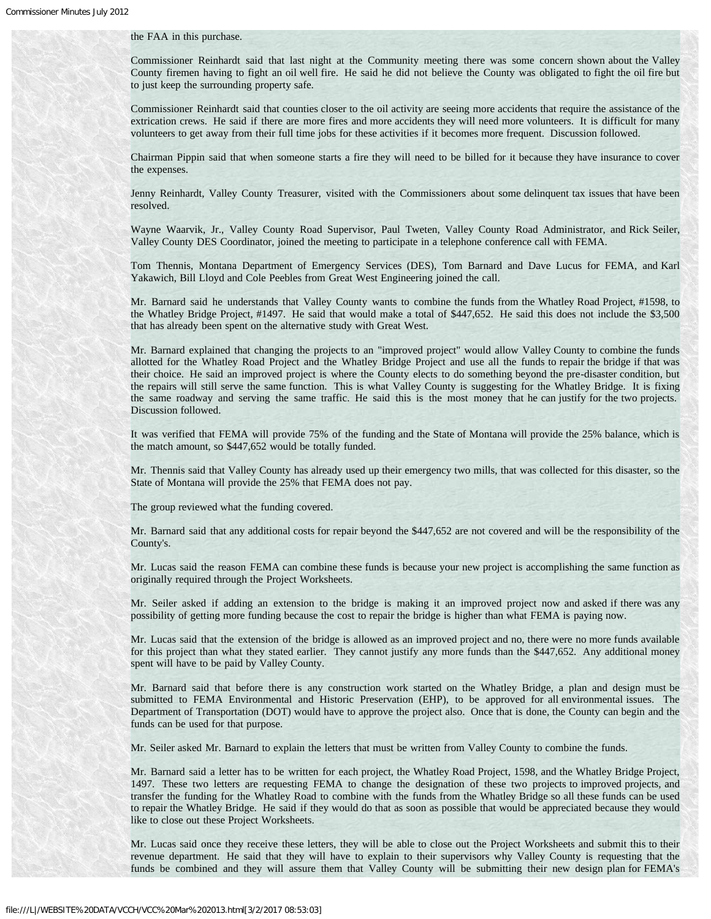the FAA in this purchase.

Commissioner Reinhardt said that last night at the Community meeting there was some concern shown about the Valley County firemen having to fight an oil well fire. He said he did not believe the County was obligated to fight the oil fire but to just keep the surrounding property safe.

Commissioner Reinhardt said that counties closer to the oil activity are seeing more accidents that require the assistance of the extrication crews. He said if there are more fires and more accidents they will need more volunteers. It is difficult for many volunteers to get away from their full time jobs for these activities if it becomes more frequent. Discussion followed.

Chairman Pippin said that when someone starts a fire they will need to be billed for it because they have insurance to cover the expenses.

Jenny Reinhardt, Valley County Treasurer, visited with the Commissioners about some delinquent tax issues that have been resolved.

Wayne Waarvik, Jr., Valley County Road Supervisor, Paul Tweten, Valley County Road Administrator, and Rick Seiler, Valley County DES Coordinator, joined the meeting to participate in a telephone conference call with FEMA.

Tom Thennis, Montana Department of Emergency Services (DES), Tom Barnard and Dave Lucus for FEMA, and Karl Yakawich, Bill Lloyd and Cole Peebles from Great West Engineering joined the call.

Mr. Barnard said he understands that Valley County wants to combine the funds from the Whatley Road Project, #1598, to the Whatley Bridge Project, #1497. He said that would make a total of $447,652. He said this does not include the $3,500 that has already been spent on the alternative study with Great West.

Mr. Barnard explained that changing the projects to an "improved project" would allow Valley County to combine the funds allotted for the Whatley Road Project and the Whatley Bridge Project and use all the funds to repair the bridge if that was their choice. He said an improved project is where the County elects to do something beyond the pre-disaster condition, but the repairs will still serve the same function. This is what Valley County is suggesting for the Whatley Bridge. It is fixing the same roadway and serving the same traffic. He said this is the most money that he can justify for the two projects. Discussion followed.

It was verified that FEMA will provide 75% of the funding and the State of Montana will provide the 25% balance, which is the match amount, so $447,652 would be totally funded.

Mr. Thennis said that Valley County has already used up their emergency two mills, that was collected for this disaster, so the State of Montana will provide the 25% that FEMA does not pay.

The group reviewed what the funding covered.

Mr. Barnard said that any additional costs for repair beyond the $447,652 are not covered and will be the responsibility of the County's.

Mr. Lucas said the reason FEMA can combine these funds is because your new project is accomplishing the same function as originally required through the Project Worksheets.

Mr. Seiler asked if adding an extension to the bridge is making it an improved project now and asked if there was any possibility of getting more funding because the cost to repair the bridge is higher than what FEMA is paying now.

Mr. Lucas said that the extension of the bridge is allowed as an improved project and no, there were no more funds available for this project than what they stated earlier. They cannot justify any more funds than the $447,652. Any additional money spent will have to be paid by Valley County.

Mr. Barnard said that before there is any construction work started on the Whatley Bridge, a plan and design must be submitted to FEMA Environmental and Historic Preservation (EHP), to be approved for all environmental issues. The Department of Transportation (DOT) would have to approve the project also. Once that is done, the County can begin and the funds can be used for that purpose.

Mr. Seiler asked Mr. Barnard to explain the letters that must be written from Valley County to combine the funds.

Mr. Barnard said a letter has to be written for each project, the Whatley Road Project, 1598, and the Whatley Bridge Project, 1497. These two letters are requesting FEMA to change the designation of these two projects to improved projects, and transfer the funding for the Whatley Road to combine with the funds from the Whatley Bridge so all these funds can be used to repair the Whatley Bridge. He said if they would do that as soon as possible that would be appreciated because they would like to close out these Project Worksheets.

Mr. Lucas said once they receive these letters, they will be able to close out the Project Worksheets and submit this to their revenue department. He said that they will have to explain to their supervisors why Valley County is requesting that the funds be combined and they will assure them that Valley County will be submitting their new design plan for FEMA's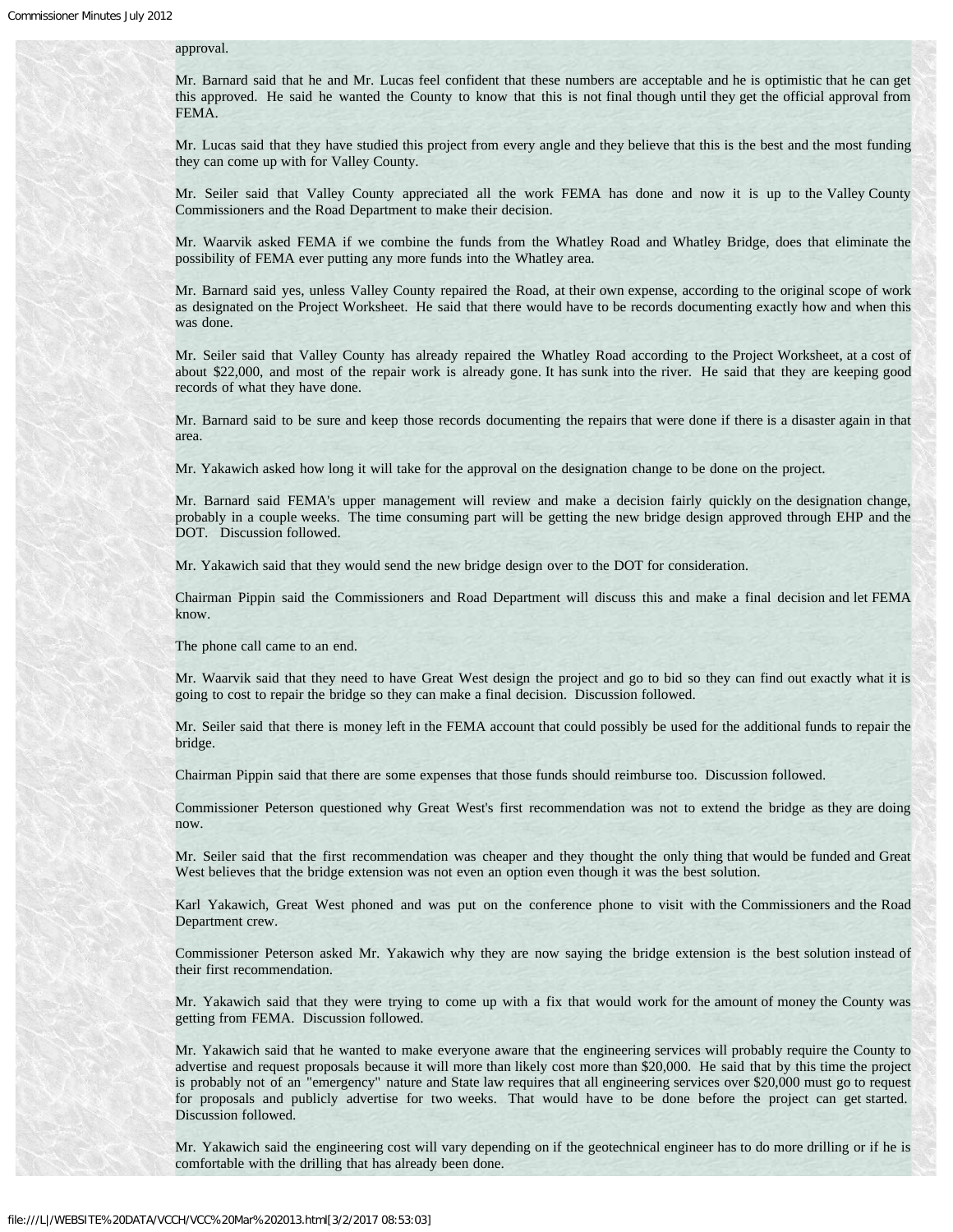approval.

Mr. Barnard said that he and Mr. Lucas feel confident that these numbers are acceptable and he is optimistic that he can get this approved. He said he wanted the County to know that this is not final though until they get the official approval from FEMA.

Mr. Lucas said that they have studied this project from every angle and they believe that this is the best and the most funding they can come up with for Valley County.

Mr. Seiler said that Valley County appreciated all the work FEMA has done and now it is up to the Valley County Commissioners and the Road Department to make their decision.

Mr. Waarvik asked FEMA if we combine the funds from the Whatley Road and Whatley Bridge, does that eliminate the possibility of FEMA ever putting any more funds into the Whatley area.

Mr. Barnard said yes, unless Valley County repaired the Road, at their own expense, according to the original scope of work as designated on the Project Worksheet. He said that there would have to be records documenting exactly how and when this was done.

Mr. Seiler said that Valley County has already repaired the Whatley Road according to the Project Worksheet, at a cost of about $22,000, and most of the repair work is already gone. It has sunk into the river. He said that they are keeping good records of what they have done.

Mr. Barnard said to be sure and keep those records documenting the repairs that were done if there is a disaster again in that area.

Mr. Yakawich asked how long it will take for the approval on the designation change to be done on the project.

Mr. Barnard said FEMA's upper management will review and make a decision fairly quickly on the designation change, probably in a couple weeks. The time consuming part will be getting the new bridge design approved through EHP and the DOT. Discussion followed.

Mr. Yakawich said that they would send the new bridge design over to the DOT for consideration.

Chairman Pippin said the Commissioners and Road Department will discuss this and make a final decision and let FEMA know.

The phone call came to an end.

Mr. Waarvik said that they need to have Great West design the project and go to bid so they can find out exactly what it is going to cost to repair the bridge so they can make a final decision. Discussion followed.

Mr. Seiler said that there is money left in the FEMA account that could possibly be used for the additional funds to repair the bridge.

Chairman Pippin said that there are some expenses that those funds should reimburse too. Discussion followed.

Commissioner Peterson questioned why Great West's first recommendation was not to extend the bridge as they are doing now.

Mr. Seiler said that the first recommendation was cheaper and they thought the only thing that would be funded and Great West believes that the bridge extension was not even an option even though it was the best solution.

Karl Yakawich, Great West phoned and was put on the conference phone to visit with the Commissioners and the Road Department crew.

Commissioner Peterson asked Mr. Yakawich why they are now saying the bridge extension is the best solution instead of their first recommendation.

Mr. Yakawich said that they were trying to come up with a fix that would work for the amount of money the County was getting from FEMA. Discussion followed.

Mr. Yakawich said that he wanted to make everyone aware that the engineering services will probably require the County to advertise and request proposals because it will more than likely cost more than $20,000. He said that by this time the project is probably not of an "emergency" nature and State law requires that all engineering services over $20,000 must go to request for proposals and publicly advertise for two weeks. That would have to be done before the project can get started. Discussion followed.

Mr. Yakawich said the engineering cost will vary depending on if the geotechnical engineer has to do more drilling or if he is comfortable with the drilling that has already been done.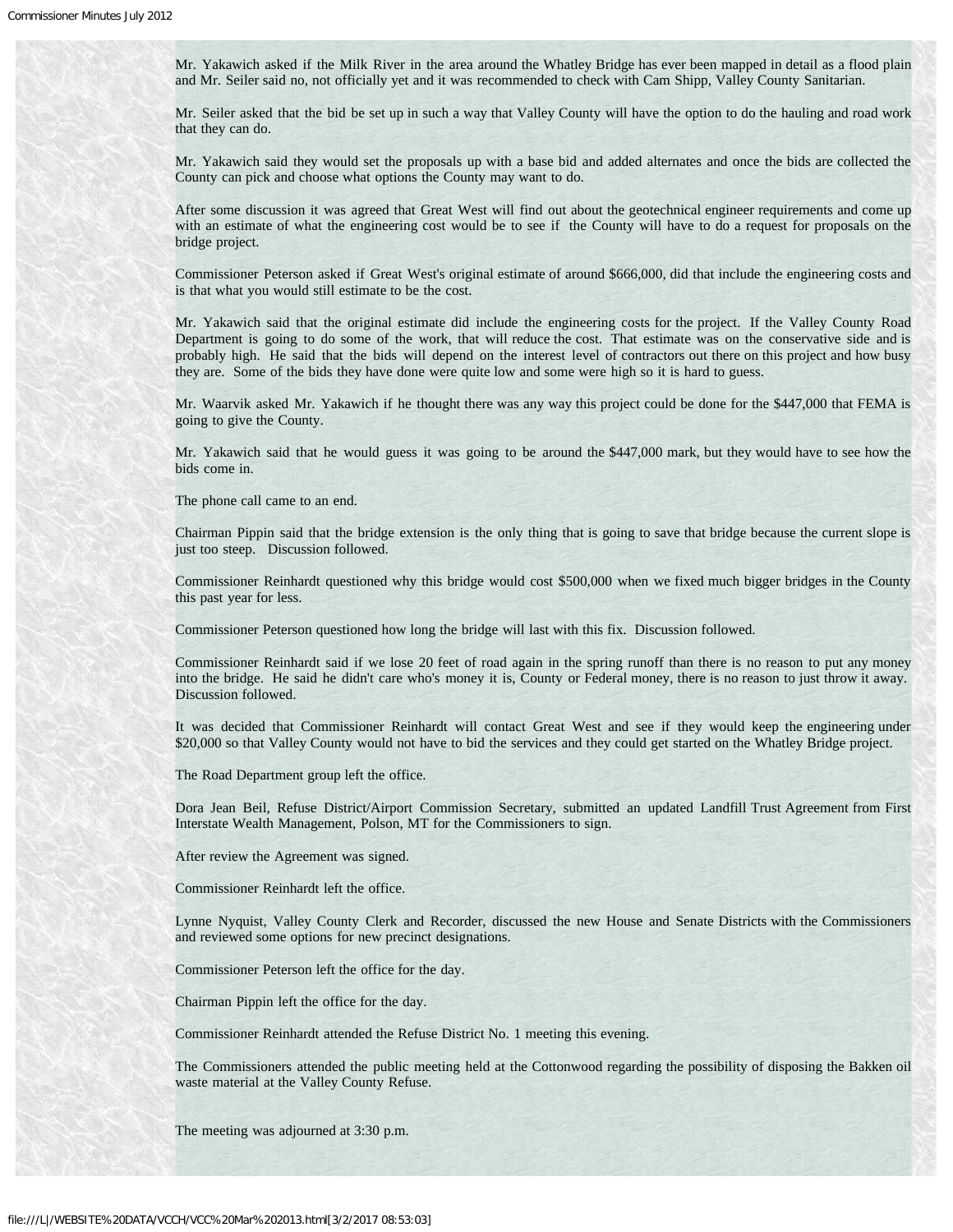Mr. Yakawich asked if the Milk River in the area around the Whatley Bridge has ever been mapped in detail as a flood plain and Mr. Seiler said no, not officially yet and it was recommended to check with Cam Shipp, Valley County Sanitarian.

Mr. Seiler asked that the bid be set up in such a way that Valley County will have the option to do the hauling and road work that they can do.

Mr. Yakawich said they would set the proposals up with a base bid and added alternates and once the bids are collected the County can pick and choose what options the County may want to do.

After some discussion it was agreed that Great West will find out about the geotechnical engineer requirements and come up with an estimate of what the engineering cost would be to see if the County will have to do a request for proposals on the bridge project.

Commissioner Peterson asked if Great West's original estimate of around $666,000, did that include the engineering costs and is that what you would still estimate to be the cost.

Mr. Yakawich said that the original estimate did include the engineering costs for the project. If the Valley County Road Department is going to do some of the work, that will reduce the cost. That estimate was on the conservative side and is probably high. He said that the bids will depend on the interest level of contractors out there on this project and how busy they are. Some of the bids they have done were quite low and some were high so it is hard to guess.

Mr. Waarvik asked Mr. Yakawich if he thought there was any way this project could be done for the $447,000 that FEMA is going to give the County.

Mr. Yakawich said that he would guess it was going to be around the $447,000 mark, but they would have to see how the bids come in.

The phone call came to an end.

Chairman Pippin said that the bridge extension is the only thing that is going to save that bridge because the current slope is just too steep. Discussion followed.

Commissioner Reinhardt questioned why this bridge would cost $500,000 when we fixed much bigger bridges in the County this past year for less.

Commissioner Peterson questioned how long the bridge will last with this fix. Discussion followed.

Commissioner Reinhardt said if we lose 20 feet of road again in the spring runoff than there is no reason to put any money into the bridge. He said he didn't care who's money it is, County or Federal money, there is no reason to just throw it away. Discussion followed.

It was decided that Commissioner Reinhardt will contact Great West and see if they would keep the engineering under $20,000 so that Valley County would not have to bid the services and they could get started on the Whatley Bridge project.

The Road Department group left the office.

Dora Jean Beil, Refuse District/Airport Commission Secretary, submitted an updated Landfill Trust Agreement from First Interstate Wealth Management, Polson, MT for the Commissioners to sign.

After review the Agreement was signed.

Commissioner Reinhardt left the office.

Lynne Nyquist, Valley County Clerk and Recorder, discussed the new House and Senate Districts with the Commissioners and reviewed some options for new precinct designations.

Commissioner Peterson left the office for the day.

Chairman Pippin left the office for the day.

Commissioner Reinhardt attended the Refuse District No. 1 meeting this evening.

The Commissioners attended the public meeting held at the Cottonwood regarding the possibility of disposing the Bakken oil waste material at the Valley County Refuse.

The meeting was adjourned at 3:30 p.m.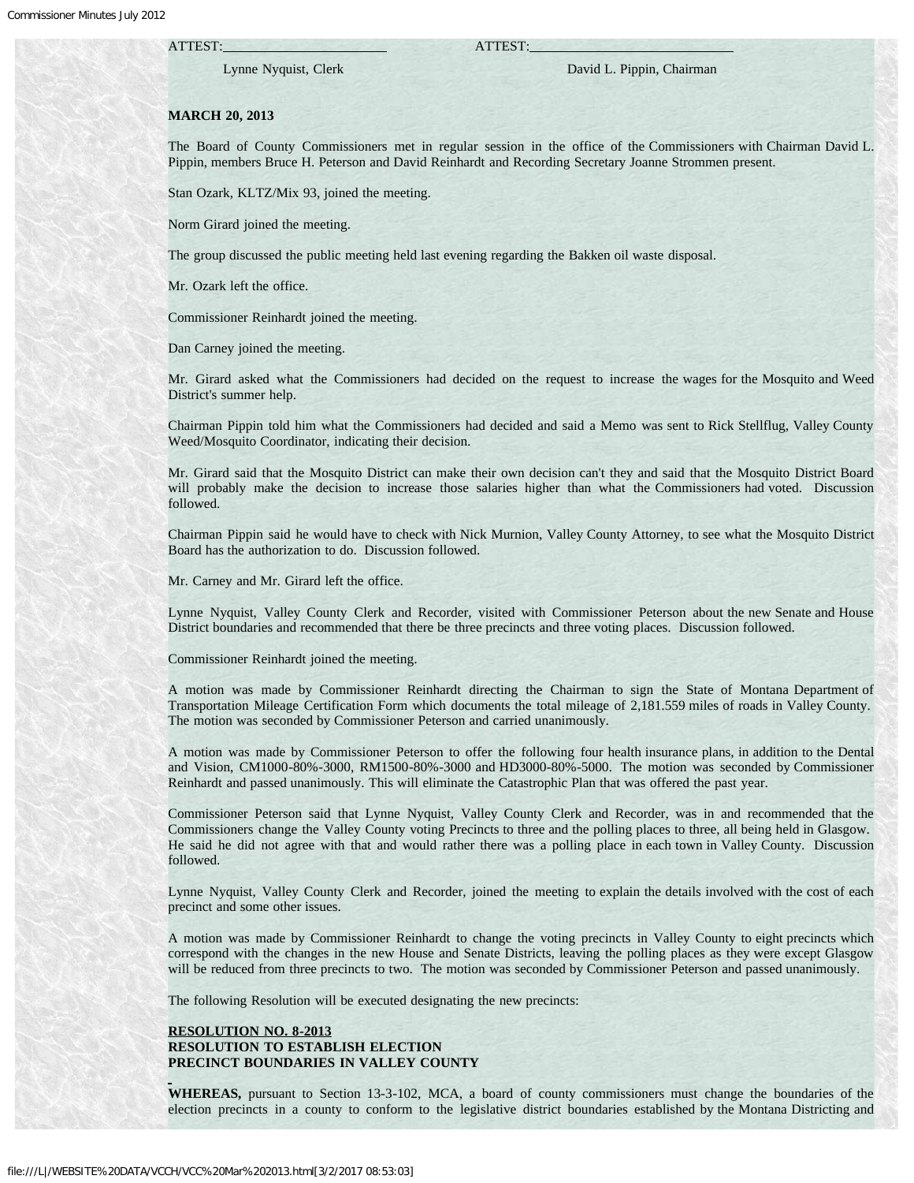ATTEST:\_\_\_\_\_\_\_\_\_\_\_\_\_\_\_\_\_\_\_\_\_\_ ATTEST:\_\_\_\_\_\_\_\_\_\_\_\_\_\_\_\_\_\_\_\_\_\_\_\_\_\_

Lynne Nyquist, Clerk David L. Pippin, Chairman

**MARCH 20, 2013**

The Board of County Commissioners met in regular session in the office of the Commissioners with Chairman David L. Pippin, members Bruce H. Peterson and David Reinhardt and Recording Secretary Joanne Strommen present.

Stan Ozark, KLTZ/Mix 93, joined the meeting.

Norm Girard joined the meeting.

The group discussed the public meeting held last evening regarding the Bakken oil waste disposal.

Mr. Ozark left the office.

Commissioner Reinhardt joined the meeting.

Dan Carney joined the meeting.

Mr. Girard asked what the Commissioners had decided on the request to increase the wages for the Mosquito and Weed District's summer help.

Chairman Pippin told him what the Commissioners had decided and said a Memo was sent to Rick Stellflug, Valley County Weed/Mosquito Coordinator, indicating their decision.

Mr. Girard said that the Mosquito District can make their own decision can't they and said that the Mosquito District Board will probably make the decision to increase those salaries higher than what the Commissioners had voted. Discussion followed.

Chairman Pippin said he would have to check with Nick Murnion, Valley County Attorney, to see what the Mosquito District Board has the authorization to do. Discussion followed.

Mr. Carney and Mr. Girard left the office.

Lynne Nyquist, Valley County Clerk and Recorder, visited with Commissioner Peterson about the new Senate and House District boundaries and recommended that there be three precincts and three voting places. Discussion followed.

Commissioner Reinhardt joined the meeting.

A motion was made by Commissioner Reinhardt directing the Chairman to sign the State of Montana Department of Transportation Mileage Certification Form which documents the total mileage of 2,181.559 miles of roads in Valley County. The motion was seconded by Commissioner Peterson and carried unanimously.

A motion was made by Commissioner Peterson to offer the following four health insurance plans, in addition to the Dental and Vision, CM1000-80%-3000, RM1500-80%-3000 and HD3000-80%-5000. The motion was seconded by Commissioner Reinhardt and passed unanimously. This will eliminate the Catastrophic Plan that was offered the past year.

Commissioner Peterson said that Lynne Nyquist, Valley County Clerk and Recorder, was in and recommended that the Commissioners change the Valley County voting Precincts to three and the polling places to three, all being held in Glasgow. He said he did not agree with that and would rather there was a polling place in each town in Valley County. Discussion followed.

Lynne Nyquist, Valley County Clerk and Recorder, joined the meeting to explain the details involved with the cost of each precinct and some other issues.

A motion was made by Commissioner Reinhardt to change the voting precincts in Valley County to eight precincts which correspond with the changes in the new House and Senate Districts, leaving the polling places as they were except Glasgow will be reduced from three precincts to two. The motion was seconded by Commissioner Peterson and passed unanimously.

The following Resolution will be executed designating the new precincts:

**RESOLUTION NO. 8-2013**
**RESOLUTION TO ESTABLISH ELECTION PRECINCT BOUNDARIES IN VALLEY COUNTY**

**WHEREAS,** pursuant to Section 13-3-102, MCA, a board of county commissioners must change the boundaries of the election precincts in a county to conform to the legislative district boundaries established by the Montana Districting and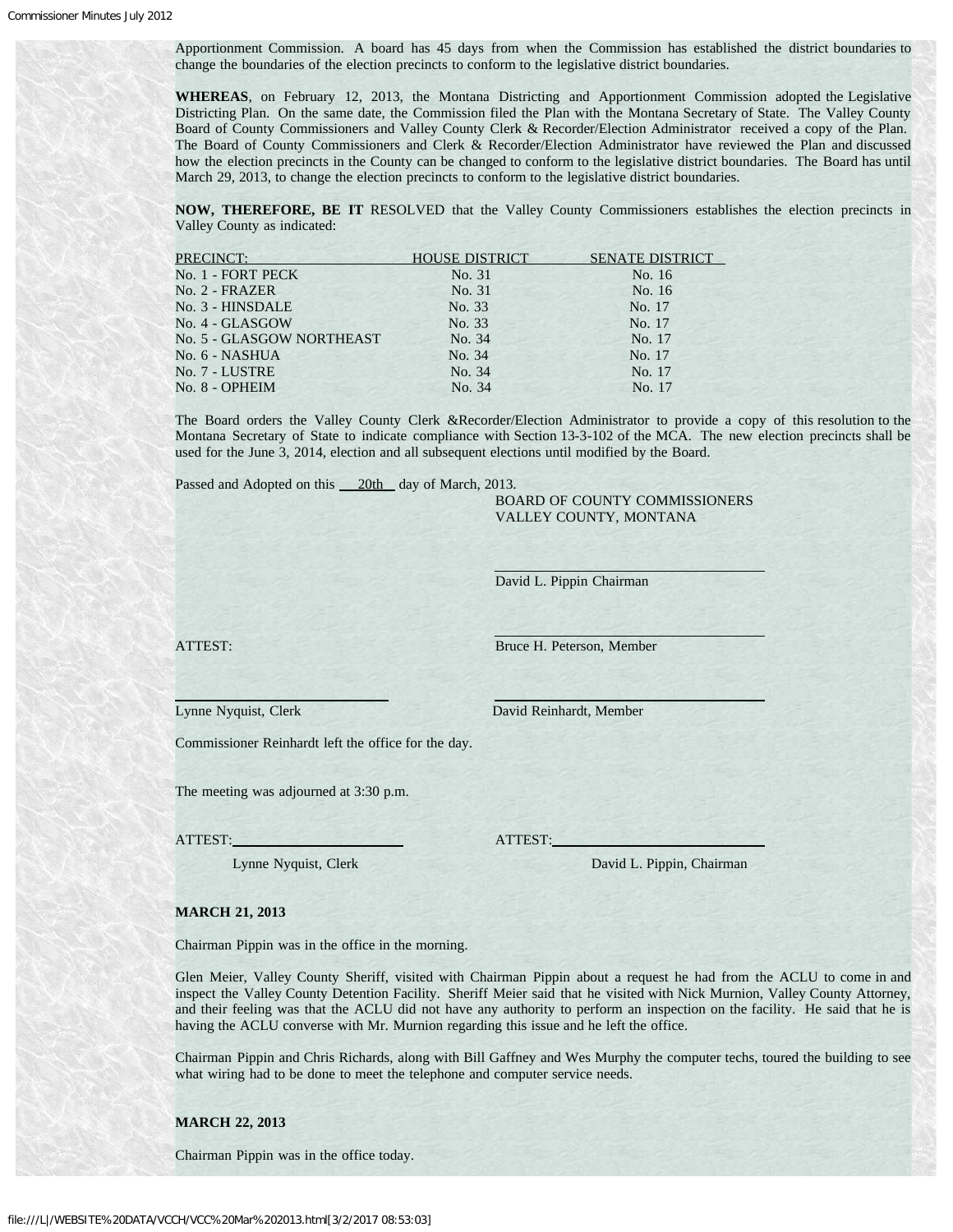Apportionment Commission. A board has 45 days from when the Commission has established the district boundaries to change the boundaries of the election precincts to conform to the legislative district boundaries.

**WHEREAS**, on February 12, 2013, the Montana Districting and Apportionment Commission adopted the Legislative Districting Plan. On the same date, the Commission filed the Plan with the Montana Secretary of State. The Valley County Board of County Commissioners and Valley County Clerk & Recorder/Election Administrator received a copy of the Plan. The Board of County Commissioners and Clerk & Recorder/Election Administrator have reviewed the Plan and discussed how the election precincts in the County can be changed to conform to the legislative district boundaries. The Board has until March 29, 2013, to change the election precincts to conform to the legislative district boundaries.

**NOW, THEREFORE, BE IT** RESOLVED that the Valley County Commissioners establishes the election precincts in Valley County as indicated:

| PRECINCT: | HOUSE DISTRICT | SENATE DISTRICT |
|---|---|---|
| No. 1 - FORT PECK | No. 31 | No. 16 |
| No. 2 - FRAZER | No. 31 | No. 16 |
| No. 3 - HINSDALE | No. 33 | No. 17 |
| No. 4 - GLASGOW | No. 33 | No. 17 |
| No. 5 - GLASGOW NORTHEAST | No. 34 | No. 17 |
| No. 6 - NASHUA | No. 34 | No. 17 |
| No. 7 - LUSTRE | No. 34 | No. 17 |
| No. 8 - OPHEIM | No. 34 | No. 17 |

The Board orders the Valley County Clerk &Recorder/Election Administrator to provide a copy of this resolution to the Montana Secretary of State to indicate compliance with Section 13-3-102 of the MCA. The new election precincts shall be used for the June 3, 2014, election and all subsequent elections until modified by the Board.

Passed and Adopted on this 20th day of March, 2013.

BOARD OF COUNTY COMMISSIONERS
VALLEY COUNTY, MONTANA

David L. Pippin Chairman

ATTEST:

Bruce H. Peterson, Member

Lynne Nyquist, Clerk

David Reinhardt, Member

Commissioner Reinhardt left the office for the day.

The meeting was adjourned at 3:30 p.m.

ATTEST:
Lynne Nyquist, Clerk

ATTEST:
David L. Pippin, Chairman

**MARCH 21, 2013**

Chairman Pippin was in the office in the morning.

Glen Meier, Valley County Sheriff, visited with Chairman Pippin about a request he had from the ACLU to come in and inspect the Valley County Detention Facility. Sheriff Meier said that he visited with Nick Murnion, Valley County Attorney, and their feeling was that the ACLU did not have any authority to perform an inspection on the facility. He said that he is having the ACLU converse with Mr. Murnion regarding this issue and he left the office.

Chairman Pippin and Chris Richards, along with Bill Gaffney and Wes Murphy the computer techs, toured the building to see what wiring had to be done to meet the telephone and computer service needs.

**MARCH 22, 2013**

Chairman Pippin was in the office today.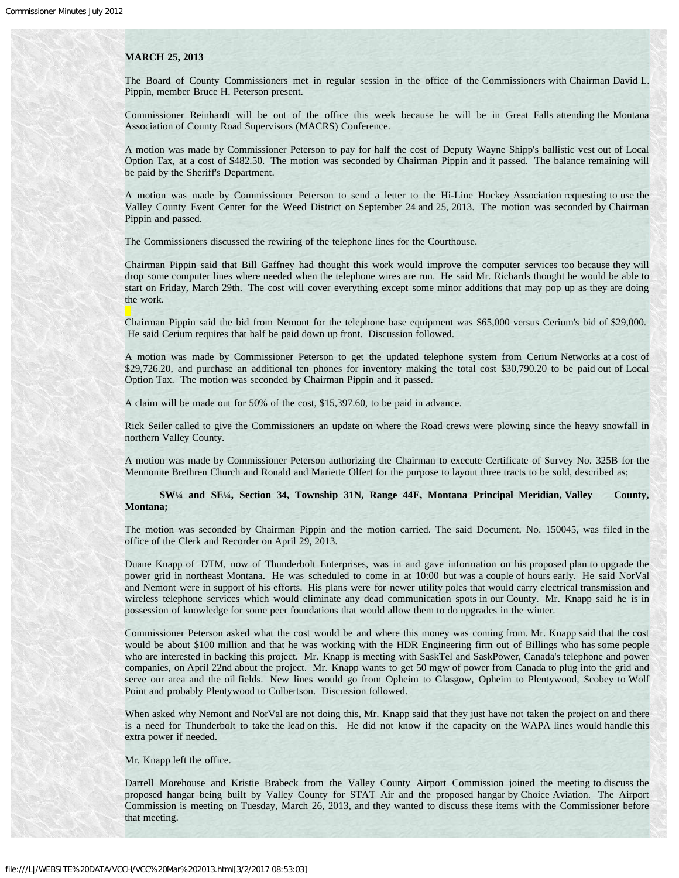**MARCH 25, 2013**

The Board of County Commissioners met in regular session in the office of the Commissioners with Chairman David L. Pippin, member Bruce H. Peterson present.

Commissioner Reinhardt will be out of the office this week because he will be in Great Falls attending the Montana Association of County Road Supervisors (MACRS) Conference.

A motion was made by Commissioner Peterson to pay for half the cost of Deputy Wayne Shipp's ballistic vest out of Local Option Tax, at a cost of $482.50. The motion was seconded by Chairman Pippin and it passed. The balance remaining will be paid by the Sheriff's Department.

A motion was made by Commissioner Peterson to send a letter to the Hi-Line Hockey Association requesting to use the Valley County Event Center for the Weed District on September 24 and 25, 2013. The motion was seconded by Chairman Pippin and passed.

The Commissioners discussed the rewiring of the telephone lines for the Courthouse.

Chairman Pippin said that Bill Gaffney had thought this work would improve the computer services too because they will drop some computer lines where needed when the telephone wires are run. He said Mr. Richards thought he would be able to start on Friday, March 29th. The cost will cover everything except some minor additions that may pop up as they are doing the work.

Chairman Pippin said the bid from Nemont for the telephone base equipment was $65,000 versus Cerium's bid of $29,000. He said Cerium requires that half be paid down up front. Discussion followed.

A motion was made by Commissioner Peterson to get the updated telephone system from Cerium Networks at a cost of $29,726.20, and purchase an additional ten phones for inventory making the total cost $30,790.20 to be paid out of Local Option Tax. The motion was seconded by Chairman Pippin and it passed.

A claim will be made out for 50% of the cost, $15,397.60, to be paid in advance.

Rick Seiler called to give the Commissioners an update on where the Road crews were plowing since the heavy snowfall in northern Valley County.

A motion was made by Commissioner Peterson authorizing the Chairman to execute Certificate of Survey No. 325B for the Mennonite Brethren Church and Ronald and Mariette Olfert for the purpose to layout three tracts to be sold, described as;

**SW¼ and SE¼, Section 34, Township 31N, Range 44E, Montana Principal Meridian, Valley County, Montana;**

The motion was seconded by Chairman Pippin and the motion carried. The said Document, No. 150045, was filed in the office of the Clerk and Recorder on April 29, 2013.

Duane Knapp of DTM, now of Thunderbolt Enterprises, was in and gave information on his proposed plan to upgrade the power grid in northeast Montana. He was scheduled to come in at 10:00 but was a couple of hours early. He said NorVal and Nemont were in support of his efforts. His plans were for newer utility poles that would carry electrical transmission and wireless telephone services which would eliminate any dead communication spots in our County. Mr. Knapp said he is in possession of knowledge for some peer foundations that would allow them to do upgrades in the winter.

Commissioner Peterson asked what the cost would be and where this money was coming from. Mr. Knapp said that the cost would be about $100 million and that he was working with the HDR Engineering firm out of Billings who has some people who are interested in backing this project. Mr. Knapp is meeting with SaskTel and SaskPower, Canada's telephone and power companies, on April 22nd about the project. Mr. Knapp wants to get 50 mgw of power from Canada to plug into the grid and serve our area and the oil fields. New lines would go from Opheim to Glasgow, Opheim to Plentywood, Scobey to Wolf Point and probably Plentywood to Culbertson. Discussion followed.

When asked why Nemont and NorVal are not doing this, Mr. Knapp said that they just have not taken the project on and there is a need for Thunderbolt to take the lead on this. He did not know if the capacity on the WAPA lines would handle this extra power if needed.

Mr. Knapp left the office.

Darrell Morehouse and Kristie Brabeck from the Valley County Airport Commission joined the meeting to discuss the proposed hangar being built by Valley County for STAT Air and the proposed hangar by Choice Aviation. The Airport Commission is meeting on Tuesday, March 26, 2013, and they wanted to discuss these items with the Commissioner before that meeting.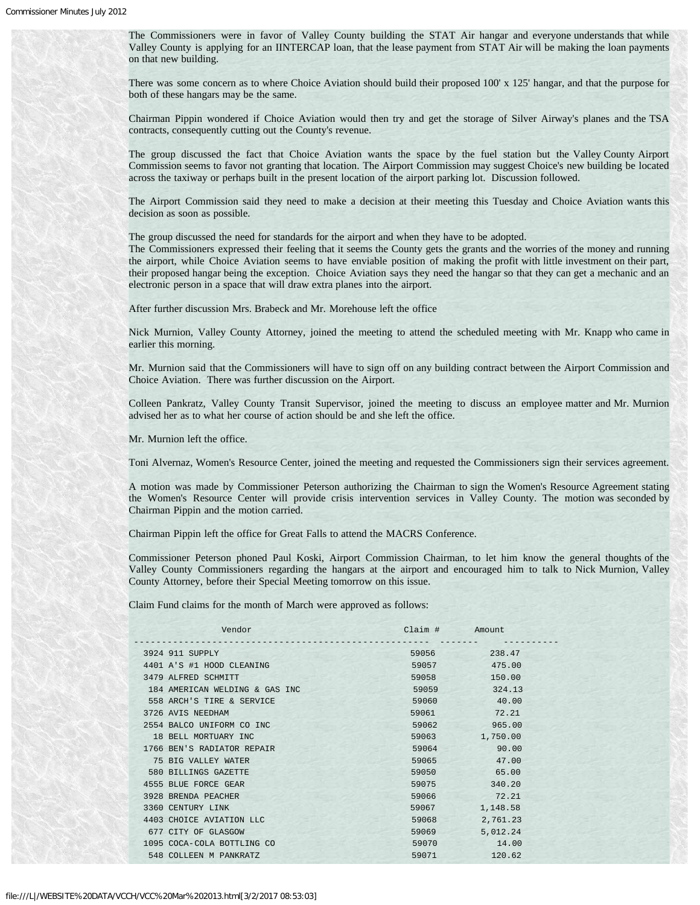The Commissioners were in favor of Valley County building the STAT Air hangar and everyone understands that while Valley County is applying for an IINTERCAP loan, that the lease payment from STAT Air will be making the loan payments on that new building.

There was some concern as to where Choice Aviation should build their proposed 100' x 125' hangar, and that the purpose for both of these hangars may be the same.

Chairman Pippin wondered if Choice Aviation would then try and get the storage of Silver Airway's planes and the TSA contracts, consequently cutting out the County's revenue.

The group discussed the fact that Choice Aviation wants the space by the fuel station but the Valley County Airport Commission seems to favor not granting that location. The Airport Commission may suggest Choice's new building be located across the taxiway or perhaps built in the present location of the airport parking lot. Discussion followed.

The Airport Commission said they need to make a decision at their meeting this Tuesday and Choice Aviation wants this decision as soon as possible.

The group discussed the need for standards for the airport and when they have to be adopted.
The Commissioners expressed their feeling that it seems the County gets the grants and the worries of the money and running the airport, while Choice Aviation seems to have enviable position of making the profit with little investment on their part, their proposed hangar being the exception. Choice Aviation says they need the hangar so that they can get a mechanic and an electronic person in a space that will draw extra planes into the airport.

After further discussion Mrs. Brabeck and Mr. Morehouse left the office

Nick Murnion, Valley County Attorney, joined the meeting to attend the scheduled meeting with Mr. Knapp who came in earlier this morning.

Mr. Murnion said that the Commissioners will have to sign off on any building contract between the Airport Commission and Choice Aviation. There was further discussion on the Airport.

Colleen Pankratz, Valley County Transit Supervisor, joined the meeting to discuss an employee matter and Mr. Murnion advised her as to what her course of action should be and she left the office.

Mr. Murnion left the office.

Toni Alvernaz, Women's Resource Center, joined the meeting and requested the Commissioners sign their services agreement.

A motion was made by Commissioner Peterson authorizing the Chairman to sign the Women's Resource Agreement stating the Women's Resource Center will provide crisis intervention services in Valley County. The motion was seconded by Chairman Pippin and the motion carried.

Chairman Pippin left the office for Great Falls to attend the MACRS Conference.

Commissioner Peterson phoned Paul Koski, Airport Commission Chairman, to let him know the general thoughts of the Valley County Commissioners regarding the hangars at the airport and encouraged him to talk to Nick Murnion, Valley County Attorney, before their Special Meeting tomorrow on this issue.

Claim Fund claims for the month of March were approved as follows:

| Vendor | Claim # | Amount |
|---|---|---|
| 3924 911 SUPPLY | 59056 | 238.47 |
| 4401 A'S #1 HOOD CLEANING | 59057 | 475.00 |
| 3479 ALFRED SCHMITT | 59058 | 150.00 |
| 184 AMERICAN WELDING & GAS INC | 59059 | 324.13 |
| 558 ARCH'S TIRE & SERVICE | 59060 | 40.00 |
| 3726 AVIS NEEDHAM | 59061 | 72.21 |
| 2554 BALCO UNIFORM CO INC | 59062 | 965.00 |
| 18 BELL MORTUARY INC | 59063 | 1,750.00 |
| 1766 BEN'S RADIATOR REPAIR | 59064 | 90.00 |
| 75 BIG VALLEY WATER | 59065 | 47.00 |
| 580 BILLINGS GAZETTE | 59050 | 65.00 |
| 4555 BLUE FORCE GEAR | 59075 | 340.20 |
| 3928 BRENDA PEACHER | 59066 | 72.21 |
| 3360 CENTURY LINK | 59067 | 1,148.58 |
| 4403 CHOICE AVIATION LLC | 59068 | 2,761.23 |
| 677 CITY OF GLASGOW | 59069 | 5,012.24 |
| 1095 COCA-COLA BOTTLING CO | 59070 | 14.00 |
| 548 COLLEEN M PANKRATZ | 59071 | 120.62 |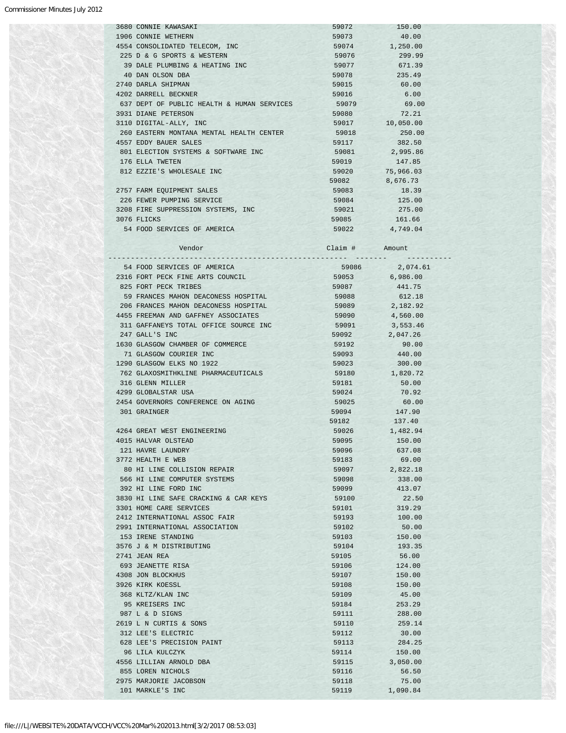| Vendor | Claim # | Amount |
|---|---|---|
| 3680 CONNIE KAWASAKI | 59072 | 150.00 |
| 1906 CONNIE WETHERN | 59073 | 40.00 |
| 4554 CONSOLIDATED TELECOM, INC | 59074 | 1,250.00 |
| 225 D & G SPORTS & WESTERN | 59076 | 299.99 |
| 39 DALE PLUMBING & HEATING INC | 59077 | 671.39 |
| 40 DAN OLSON DBA | 59078 | 235.49 |
| 2740 DARLA SHIPMAN | 59015 | 60.00 |
| 4202 DARRELL BECKNER | 59016 | 6.00 |
| 637 DEPT OF PUBLIC HEALTH & HUMAN SERVICES | 59079 | 69.00 |
| 3931 DIANE PETERSON | 59080 | 72.21 |
| 3110 DIGITAL-ALLY, INC | 59017 | 10,050.00 |
| 260 EASTERN MONTANA MENTAL HEALTH CENTER | 59018 | 250.00 |
| 4557 EDDY BAUER SALES | 59117 | 382.50 |
| 801 ELECTION SYSTEMS & SOFTWARE INC | 59081 | 2,995.86 |
| 176 ELLA TWETEN | 59019 | 147.85 |
| 812 EZZIE'S WHOLESALE INC | 59020 | 75,966.03 |
| | 59082 | 8,676.73 |
| 2757 FARM EQUIPMENT SALES | 59083 | 18.39 |
| 226 FEWER PUMPING SERVICE | 59084 | 125.00 |
| 3208 FIRE SUPPRESSION SYSTEMS, INC | 59021 | 275.00 |
| 3076 FLICKS | 59085 | 161.66 |
| 54 FOOD SERVICES OF AMERICA | 59022 | 4,749.04 |
| 54 FOOD SERVICES OF AMERICA | 59086 | 2,074.61 |
| 2316 FORT PECK FINE ARTS COUNCIL | 59053 | 6,986.00 |
| 825 FORT PECK TRIBES | 59087 | 441.75 |
| 59 FRANCES MAHON DEACONESS HOSPITAL | 59088 | 612.18 |
| 206 FRANCES MAHON DEACONESS HOSPITAL | 59089 | 2,182.92 |
| 4455 FREEMAN AND GAFFNEY ASSOCIATES | 59090 | 4,560.00 |
| 311 GAFFANEYS TOTAL OFFICE SOURCE INC | 59091 | 3,553.46 |
| 247 GALL'S INC | 59092 | 2,047.26 |
| 1630 GLASGOW CHAMBER OF COMMERCE | 59192 | 90.00 |
| 71 GLASGOW COURIER INC | 59093 | 440.00 |
| 1290 GLASGOW ELKS NO 1922 | 59023 | 300.00 |
| 762 GLAXOSMITHKLINE PHARMACEUTICALS | 59180 | 1,820.72 |
| 316 GLENN MILLER | 59181 | 50.00 |
| 4299 GLOBALSTAR USA | 59024 | 70.92 |
| 2454 GOVERNORS CONFERENCE ON AGING | 59025 | 60.00 |
| 301 GRAINGER | 59094 | 147.90 |
| | 59182 | 137.40 |
| 4264 GREAT WEST ENGINEERING | 59026 | 1,482.94 |
| 4015 HALVAR OLSTEAD | 59095 | 150.00 |
| 121 HAVRE LAUNDRY | 59096 | 637.08 |
| 3772 HEALTH E WEB | 59183 | 69.00 |
| 80 HI LINE COLLISION REPAIR | 59097 | 2,822.18 |
| 566 HI LINE COMPUTER SYSTEMS | 59098 | 338.00 |
| 392 HI LINE FORD INC | 59099 | 413.07 |
| 3830 HI LINE SAFE CRACKING & CAR KEYS | 59100 | 22.50 |
| 3301 HOME CARE SERVICES | 59101 | 319.29 |
| 2412 INTERNATIONAL ASSOC FAIR | 59193 | 100.00 |
| 2991 INTERNATIONAL ASSOCIATION | 59102 | 50.00 |
| 153 IRENE STANDING | 59103 | 150.00 |
| 3576 J & M DISTRIBUTING | 59104 | 193.35 |
| 2741 JEAN REA | 59105 | 56.00 |
| 693 JEANETTE RISA | 59106 | 124.00 |
| 4308 JON BLOCKHUS | 59107 | 150.00 |
| 3926 KIRK KOESSL | 59108 | 150.00 |
| 368 KLTZ/KLAN INC | 59109 | 45.00 |
| 95 KREISERS INC | 59184 | 253.29 |
| 987 L & D SIGNS | 59111 | 288.00 |
| 2619 L N CURTIS & SONS | 59110 | 259.14 |
| 312 LEE'S ELECTRIC | 59112 | 30.00 |
| 628 LEE'S PRECISION PAINT | 59113 | 284.25 |
| 96 LILA KULCZYK | 59114 | 150.00 |
| 4556 LILLIAN ARNOLD DBA | 59115 | 3,050.00 |
| 855 LOREN NICHOLS | 59116 | 56.50 |
| 2975 MARJORIE JACOBSON | 59118 | 75.00 |
| 101 MARKLE'S INC | 59119 | 1,090.84 |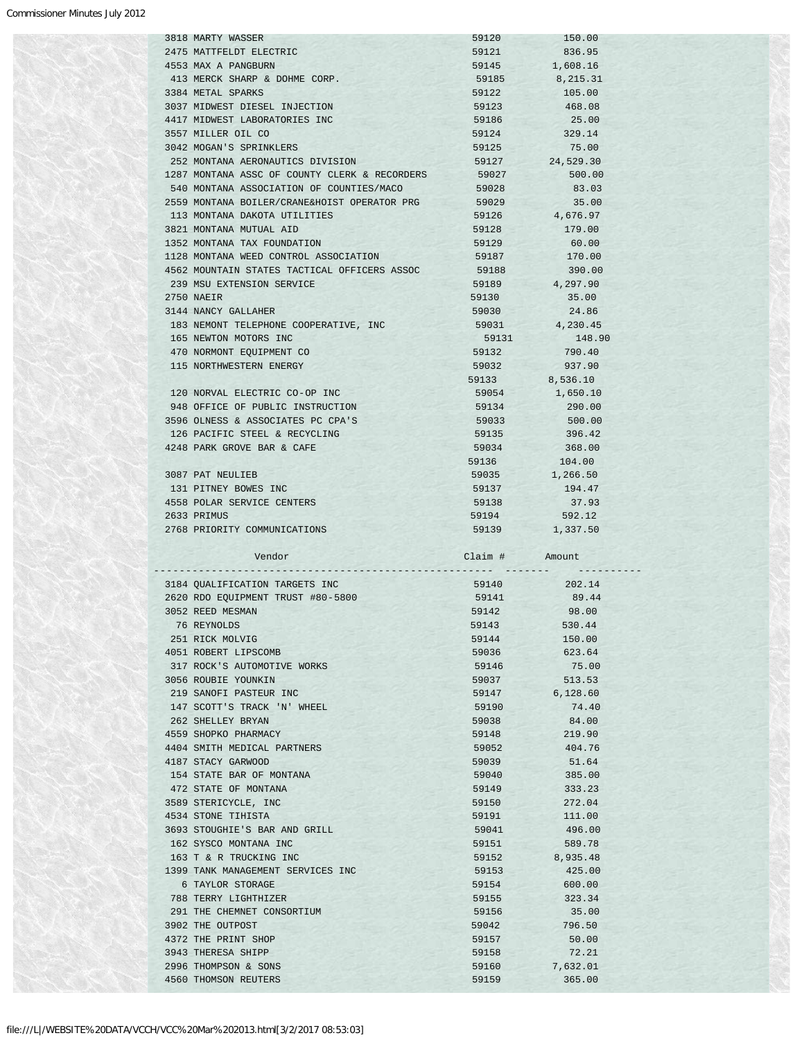| Vendor | Claim # | Amount |
|---|---|---|
| 3818 MARTY WASSER | 59120 | 150.00 |
| 2475 MATTFELDT ELECTRIC | 59121 | 836.95 |
| 4553 MAX A PANGBURN | 59145 | 1,608.16 |
| 413 MERCK SHARP & DOHME CORP. | 59185 | 8,215.31 |
| 3384 METAL SPARKS | 59122 | 105.00 |
| 3037 MIDWEST DIESEL INJECTION | 59123 | 468.08 |
| 4417 MIDWEST LABORATORIES INC | 59186 | 25.00 |
| 3557 MILLER OIL CO | 59124 | 329.14 |
| 3042 MOGAN'S SPRINKLERS | 59125 | 75.00 |
| 252 MONTANA AERONAUTICS DIVISION | 59127 | 24,529.30 |
| 1287 MONTANA ASSC OF COUNTY CLERK & RECORDERS | 59027 | 500.00 |
| 540 MONTANA ASSOCIATION OF COUNTIES/MACO | 59028 | 83.03 |
| 2559 MONTANA BOILER/CRANE&HOIST OPERATOR PRG | 59029 | 35.00 |
| 113 MONTANA DAKOTA UTILITIES | 59126 | 4,676.97 |
| 3821 MONTANA MUTUAL AID | 59128 | 179.00 |
| 1352 MONTANA TAX FOUNDATION | 59129 | 60.00 |
| 1128 MONTANA WEED CONTROL ASSOCIATION | 59187 | 170.00 |
| 4562 MOUNTAIN STATES TACTICAL OFFICERS ASSOC | 59188 | 390.00 |
| 239 MSU EXTENSION SERVICE | 59189 | 4,297.90 |
| 2750 NAEIR | 59130 | 35.00 |
| 3144 NANCY GALLAHER | 59030 | 24.86 |
| 183 NEMONT TELEPHONE COOPERATIVE, INC | 59031 | 4,230.45 |
| 165 NEWTON MOTORS INC | 59131 | 148.90 |
| 470 NORMONT EQUIPMENT CO | 59132 | 790.40 |
| 115 NORTHWESTERN ENERGY | 59032 | 937.90 |
| | 59133 | 8,536.10 |
| 120 NORVAL ELECTRIC CO-OP INC | 59054 | 1,650.10 |
| 948 OFFICE OF PUBLIC INSTRUCTION | 59134 | 290.00 |
| 3596 OLNESS & ASSOCIATES PC CPA'S | 59033 | 500.00 |
| 126 PACIFIC STEEL & RECYCLING | 59135 | 396.42 |
| 4248 PARK GROVE BAR & CAFE | 59034 | 368.00 |
| | 59136 | 104.00 |
| 3087 PAT NEULIEB | 59035 | 1,266.50 |
| 131 PITNEY BOWES INC | 59137 | 194.47 |
| 4558 POLAR SERVICE CENTERS | 59138 | 37.93 |
| 2633 PRIMUS | 59194 | 592.12 |
| 2768 PRIORITY COMMUNICATIONS | 59139 | 1,337.50 |

| Vendor | Claim # | Amount |
|---|---|---|
| 3184 QUALIFICATION TARGETS INC | 59140 | 202.14 |
| 2620 RDO EQUIPMENT TRUST #80-5800 | 59141 | 89.44 |
| 3052 REED MESMAN | 59142 | 98.00 |
| 76 REYNOLDS | 59143 | 530.44 |
| 251 RICK MOLVIG | 59144 | 150.00 |
| 4051 ROBERT LIPSCOMB | 59036 | 623.64 |
| 317 ROCK'S AUTOMOTIVE WORKS | 59146 | 75.00 |
| 3056 ROUBIE YOUNKIN | 59037 | 513.53 |
| 219 SANOFI PASTEUR INC | 59147 | 6,128.60 |
| 147 SCOTT'S TRACK 'N' WHEEL | 59190 | 74.40 |
| 262 SHELLEY BRYAN | 59038 | 84.00 |
| 4559 SHOPKO PHARMACY | 59148 | 219.90 |
| 4404 SMITH MEDICAL PARTNERS | 59052 | 404.76 |
| 4187 STACY GARWOOD | 59039 | 51.64 |
| 154 STATE BAR OF MONTANA | 59040 | 385.00 |
| 472 STATE OF MONTANA | 59149 | 333.23 |
| 3589 STERICYCLE, INC | 59150 | 272.04 |
| 4534 STONE TIHISTA | 59191 | 111.00 |
| 3693 STOUGHIE'S BAR AND GRILL | 59041 | 496.00 |
| 162 SYSCO MONTANA INC | 59151 | 589.78 |
| 163 T & R TRUCKING INC | 59152 | 8,935.48 |
| 1399 TANK MANAGEMENT SERVICES INC | 59153 | 425.00 |
| 6 TAYLOR STORAGE | 59154 | 600.00 |
| 788 TERRY LIGHTHIZER | 59155 | 323.34 |
| 291 THE CHEMNET CONSORTIUM | 59156 | 35.00 |
| 3902 THE OUTPOST | 59042 | 796.50 |
| 4372 THE PRINT SHOP | 59157 | 50.00 |
| 3943 THERESA SHIPP | 59158 | 72.21 |
| 2996 THOMPSON & SONS | 59160 | 7,632.01 |
| 4560 THOMSON REUTERS | 59159 | 365.00 |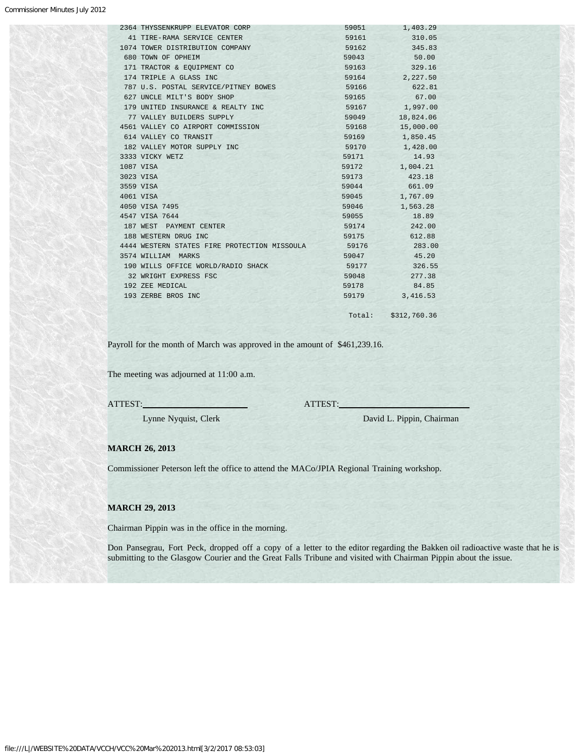| | | | |
|---|---|---|---|
| 2364 | THYSSENKRUPP ELEVATOR CORP | 59051 | 1,403.29 |
| 41 | TIRE-RAMA SERVICE CENTER | 59161 | 310.05 |
| 1074 | TOWER DISTRIBUTION COMPANY | 59162 | 345.83 |
| 680 | TOWN OF OPHEIM | 59043 | 50.00 |
| 171 | TRACTOR & EQUIPMENT CO | 59163 | 329.16 |
| 174 | TRIPLE A GLASS INC | 59164 | 2,227.50 |
| 787 | U.S. POSTAL SERVICE/PITNEY BOWES | 59166 | 622.81 |
| 627 | UNCLE MILT'S BODY SHOP | 59165 | 67.00 |
| 179 | UNITED INSURANCE & REALTY INC | 59167 | 1,997.00 |
| 77 | VALLEY BUILDERS SUPPLY | 59049 | 18,824.06 |
| 4561 | VALLEY CO AIRPORT COMMISSION | 59168 | 15,000.00 |
| 614 | VALLEY CO TRANSIT | 59169 | 1,850.45 |
| 182 | VALLEY MOTOR SUPPLY INC | 59170 | 1,428.00 |
| 3333 | VICKY WETZ | 59171 | 14.93 |
| 1087 | VISA | 59172 | 1,004.21 |
| 3023 | VISA | 59173 | 423.18 |
| 3559 | VISA | 59044 | 661.09 |
| 4061 | VISA | 59045 | 1,767.09 |
| 4050 | VISA 7495 | 59046 | 1,563.28 |
| 4547 | VISA 7644 | 59055 | 18.89 |
| 187 | WEST PAYMENT CENTER | 59174 | 242.00 |
| 188 | WESTERN DRUG INC | 59175 | 612.88 |
| 4444 | WESTERN STATES FIRE PROTECTION MISSOULA | 59176 | 283.00 |
| 3574 | WILLIAM MARKS | 59047 | 45.20 |
| 190 | WILLS OFFICE WORLD/RADIO SHACK | 59177 | 326.55 |
| 32 | WRIGHT EXPRESS FSC | 59048 | 277.38 |
| 192 | ZEE MEDICAL | 59178 | 84.85 |
| 193 | ZERBE BROS INC | 59179 | 3,416.53 |
| | | Total: | $312,760.36 |

Payroll for the month of March was approved in the amount of $461,239.16.

The meeting was adjourned at 11:00 a.m.

ATTEST:\_\_\_\_\_\_\_\_\_\_\_\_\_\_\_\_\_\_\_\_ ATTEST:\_\_\_\_\_\_\_\_\_\_\_\_\_\_\_\_\_\_\_\_

Lynne Nyquist, Clerk David L. Pippin, Chairman

**MARCH 26, 2013**

Commissioner Peterson left the office to attend the MACo/JPIA Regional Training workshop.

**MARCH 29, 2013**

Chairman Pippin was in the office in the morning.

Don Pansegrau, Fort Peck, dropped off a copy of a letter to the editor regarding the Bakken oil radioactive waste that he is submitting to the Glasgow Courier and the Great Falls Tribune and visited with Chairman Pippin about the issue.